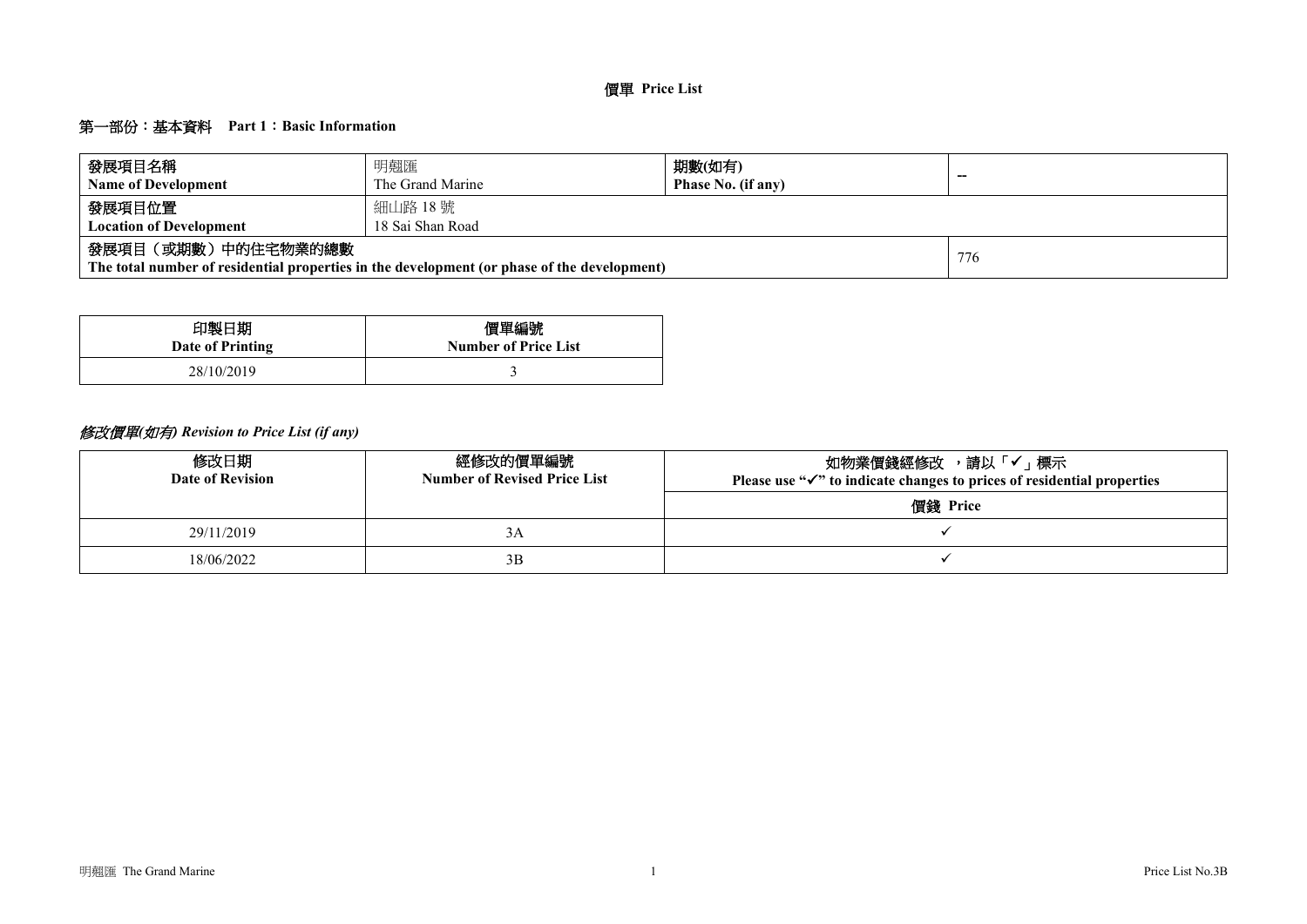# 價單 Price List

## 第一部份：基本資料 Part 1：Basic Information

| 發展項目名稱<br>**Name of Development** | 明翹匯<br>The Grand Marine | 期數(如有)<br>**Phase No. (if any)** | -- |
|---|---|---|---|
| 發展項目位置<br>**Location of Development** | 細山路 18 號<br>18 Sai Shan Road | | |
| 發展項目（或期數）中的住宅物業的總數<br>**The total number of residential properties in the development (or phase of the development)** | | | 776 |

| 印製日期<br>Date of Printing | 價單編號<br>Number of Price List |
|---|---|
| 28/10/2019 | 3 |

### *修改價單(如有) Revision to Price List (if any)*

| 修改日期<br>Date of Revision | 經修改的價單編號<br>Number of Revised Price List | 如物業價錢經修改 ，請以「✓」標示<br>Please use "✓" to indicate changes to prices of residential properties |
|---|---|---|
| | | 價錢 Price |
| 29/11/2019 | 3A | ✓ |
| 18/06/2022 | 3B | ✓ |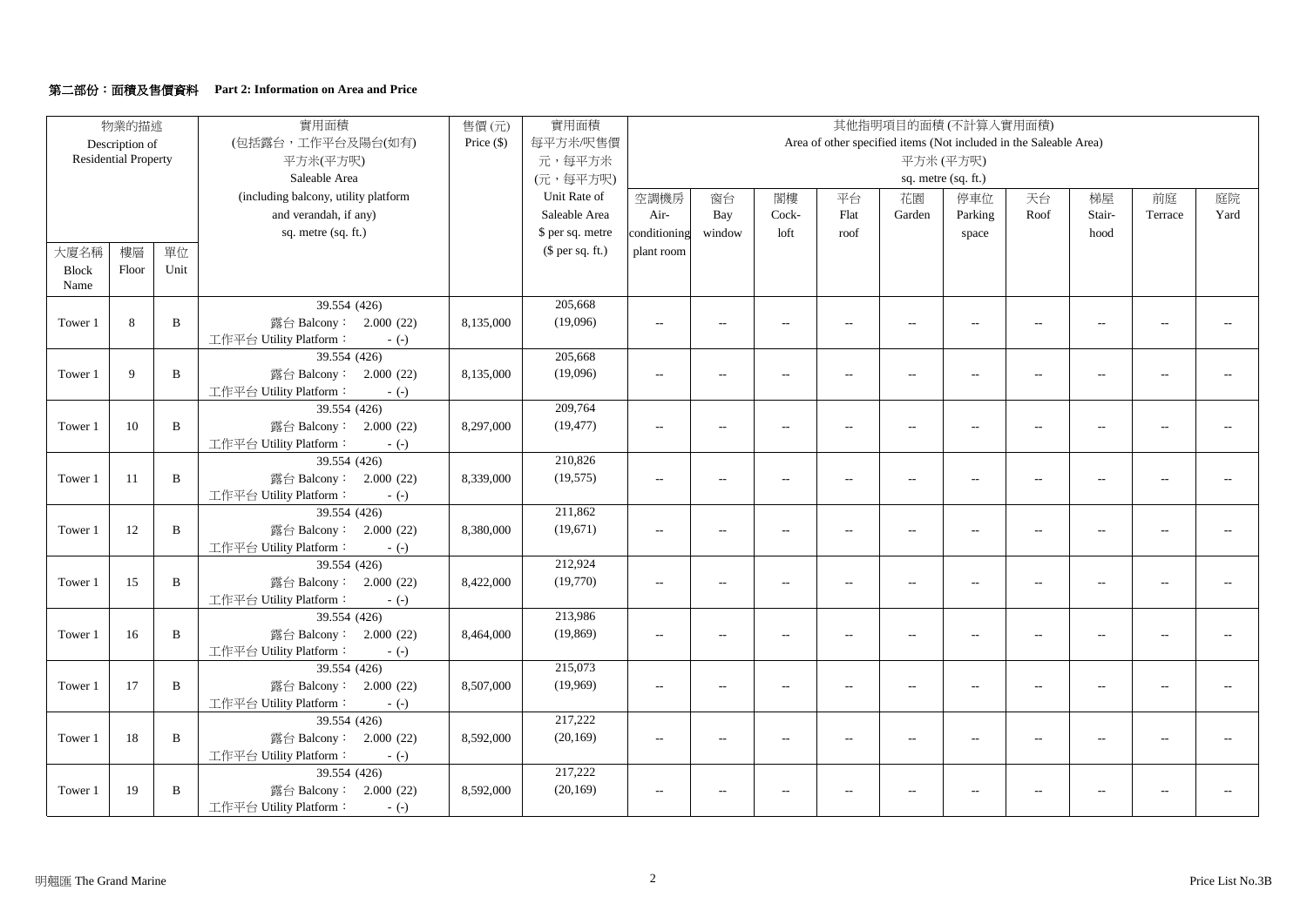## 第二部份：面積及售價資料 Part 2: Information on Area and Price

| 物業的描述 Description of Residential Property | | | 實用面積 (包括露台，工作平台及陽台(如有) 平方米(平方呎) Saleable Area (including balcony, utility platform and verandah, if any) sq. metre (sq. ft.) | 售價 (元) Price ($) | 實用面積 每平方米/呎售價 元，每平方米 (元，每平方呎) Unit Rate of Saleable Area $ per sq. metre ($ per sq. ft.) | 其他指明項目的面積 (不計算入實用面積) Area of other specified items (Not included in the Saleable Area) 平方米 (平方呎) sq. metre (sq. ft.) | | | | | | | | | |
|---|---|---|---|---|---|---|---|---|---|---|---|---|---|---|---|
| 大廈名稱 Block Name | 樓層 Floor | 單位 Unit | | | | 空調機房 Air-conditioning plant room | 窗台 Bay window | 閣樓 Cock-loft | 平台 Flat roof | 花園 Garden | 停車位 Parking space | 天台 Roof | 梯屋 Stair-hood | 前庭 Terrace | 庭院 Yard |
| Tower 1 | 8 | B | 39.554 (426) 露台 Balcony： 2.000 (22) 工作平台 Utility Platform： - (-) | 8,135,000 | 205,668 (19,096) | -- | -- | -- | -- | -- | -- | -- | -- | -- | -- |
| Tower 1 | 9 | B | 39.554 (426) 露台 Balcony： 2.000 (22) 工作平台 Utility Platform： - (-) | 8,135,000 | 205,668 (19,096) | -- | -- | -- | -- | -- | -- | -- | -- | -- | -- |
| Tower 1 | 10 | B | 39.554 (426) 露台 Balcony： 2.000 (22) 工作平台 Utility Platform： - (-) | 8,297,000 | 209,764 (19,477) | -- | -- | -- | -- | -- | -- | -- | -- | -- | -- |
| Tower 1 | 11 | B | 39.554 (426) 露台 Balcony： 2.000 (22) 工作平台 Utility Platform： - (-) | 8,339,000 | 210,826 (19,575) | -- | -- | -- | -- | -- | -- | -- | -- | -- | -- |
| Tower 1 | 12 | B | 39.554 (426) 露台 Balcony： 2.000 (22) 工作平台 Utility Platform： - (-) | 8,380,000 | 211,862 (19,671) | -- | -- | -- | -- | -- | -- | -- | -- | -- | -- |
| Tower 1 | 15 | B | 39.554 (426) 露台 Balcony： 2.000 (22) 工作平台 Utility Platform： - (-) | 8,422,000 | 212,924 (19,770) | -- | -- | -- | -- | -- | -- | -- | -- | -- | -- |
| Tower 1 | 16 | B | 39.554 (426) 露台 Balcony： 2.000 (22) 工作平台 Utility Platform： - (-) | 8,464,000 | 213,986 (19,869) | -- | -- | -- | -- | -- | -- | -- | -- | -- | -- |
| Tower 1 | 17 | B | 39.554 (426) 露台 Balcony： 2.000 (22) 工作平台 Utility Platform： - (-) | 8,507,000 | 215,073 (19,969) | -- | -- | -- | -- | -- | -- | -- | -- | -- | -- |
| Tower 1 | 18 | B | 39.554 (426) 露台 Balcony： 2.000 (22) 工作平台 Utility Platform： - (-) | 8,592,000 | 217,222 (20,169) | -- | -- | -- | -- | -- | -- | -- | -- | -- | -- |
| Tower 1 | 19 | B | 39.554 (426) 露台 Balcony： 2.000 (22) 工作平台 Utility Platform： - (-) | 8,592,000 | 217,222 (20,169) | -- | -- | -- | -- | -- | -- | -- | -- | -- | -- |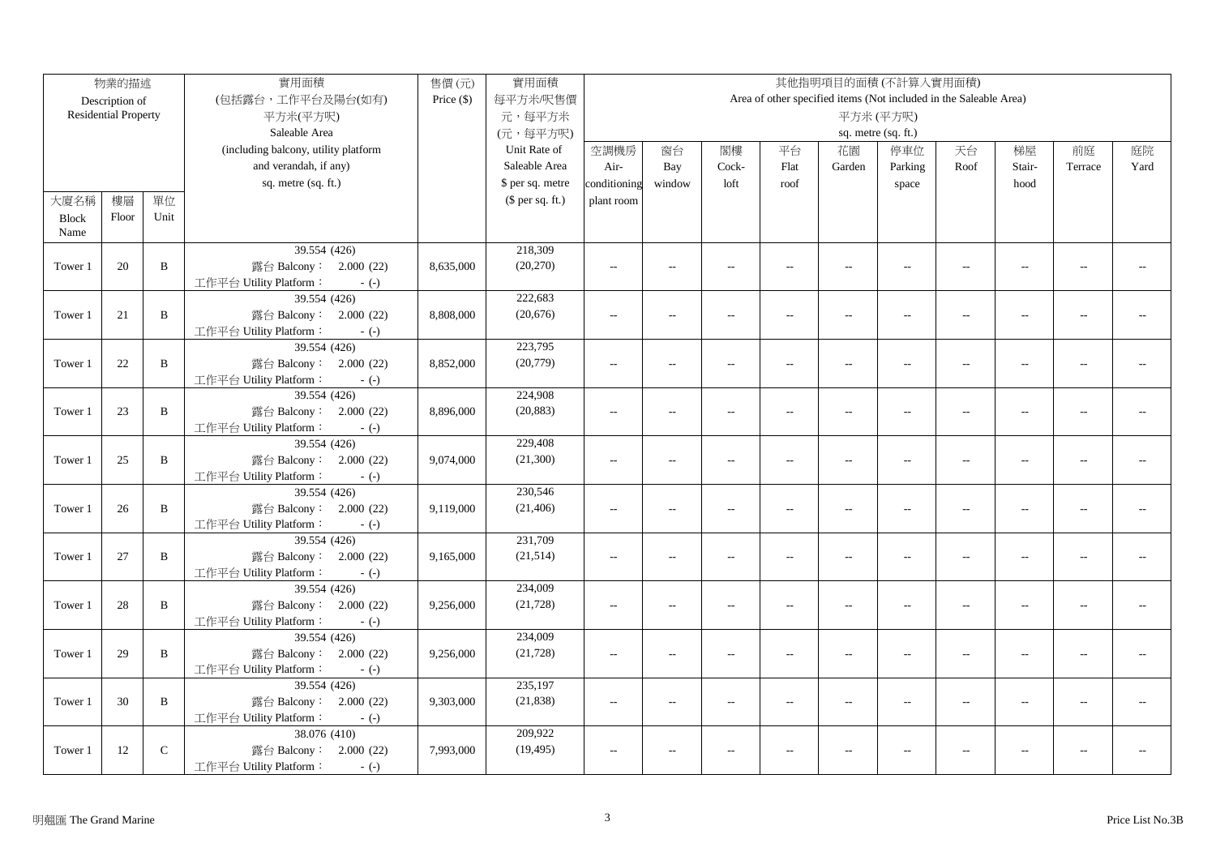| 物業的描述 Description of Residential Property | | | 實用面積 (包括露台，工作平台及陽台(如有) 平方米(平方呎) Saleable Area (including balcony, utility platform and verandah, if any) sq. metre (sq. ft.) | 售價 (元) Price ($) | 實用面積 每平方米/呎售價 元，每平方米 (元，每平方呎) Unit Rate of Saleable Area $ per sq. metre ($ per sq. ft.) | 其他指明項目的面積 (不計算入實用面積) Area of other specified items (Not included in the Saleable Area) 平方米 (平方呎) sq. metre (sq. ft.) | | | | | | | | | |
|---|---|---|---|---|---|---|---|---|---|---|---|---|---|---|---|
| 大廈名稱 Block Name | 樓層 Floor | 單位 Unit | | | | 空調機房 Air-conditioning plant room | 窗台 Bay window | 閣樓 Cock-loft | 平台 Flat roof | 花園 Garden | 停車位 Parking space | 天台 Roof | 梯屋 Stair-hood | 前庭 Terrace | 庭院 Yard |
| Tower 1 | 20 | B | 39.554 (426) 露台 Balcony： 2.000 (22) 工作平台 Utility Platform： - (-) | 8,635,000 | 218,309 (20,270) | -- | -- | -- | -- | -- | -- | -- | -- | -- | -- |
| Tower 1 | 21 | B | 39.554 (426) 露台 Balcony： 2.000 (22) 工作平台 Utility Platform： - (-) | 8,808,000 | 222,683 (20,676) | -- | -- | -- | -- | -- | -- | -- | -- | -- | -- |
| Tower 1 | 22 | B | 39.554 (426) 露台 Balcony： 2.000 (22) 工作平台 Utility Platform： - (-) | 8,852,000 | 223,795 (20,779) | -- | -- | -- | -- | -- | -- | -- | -- | -- | -- |
| Tower 1 | 23 | B | 39.554 (426) 露台 Balcony： 2.000 (22) 工作平台 Utility Platform： - (-) | 8,896,000 | 224,908 (20,883) | -- | -- | -- | -- | -- | -- | -- | -- | -- | -- |
| Tower 1 | 25 | B | 39.554 (426) 露台 Balcony： 2.000 (22) 工作平台 Utility Platform： - (-) | 9,074,000 | 229,408 (21,300) | -- | -- | -- | -- | -- | -- | -- | -- | -- | -- |
| Tower 1 | 26 | B | 39.554 (426) 露台 Balcony： 2.000 (22) 工作平台 Utility Platform： - (-) | 9,119,000 | 230,546 (21,406) | -- | -- | -- | -- | -- | -- | -- | -- | -- | -- |
| Tower 1 | 27 | B | 39.554 (426) 露台 Balcony： 2.000 (22) 工作平台 Utility Platform： - (-) | 9,165,000 | 231,709 (21,514) | -- | -- | -- | -- | -- | -- | -- | -- | -- | -- |
| Tower 1 | 28 | B | 39.554 (426) 露台 Balcony： 2.000 (22) 工作平台 Utility Platform： - (-) | 9,256,000 | 234,009 (21,728) | -- | -- | -- | -- | -- | -- | -- | -- | -- | -- |
| Tower 1 | 29 | B | 39.554 (426) 露台 Balcony： 2.000 (22) 工作平台 Utility Platform： - (-) | 9,256,000 | 234,009 (21,728) | -- | -- | -- | -- | -- | -- | -- | -- | -- | -- |
| Tower 1 | 30 | B | 39.554 (426) 露台 Balcony： 2.000 (22) 工作平台 Utility Platform： - (-) | 9,303,000 | 235,197 (21,838) | -- | -- | -- | -- | -- | -- | -- | -- | -- | -- |
| Tower 1 | 12 | C | 38.076 (410) 露台 Balcony： 2.000 (22) 工作平台 Utility Platform： - (-) | 7,993,000 | 209,922 (19,495) | -- | -- | -- | -- | -- | -- | -- | -- | -- | -- |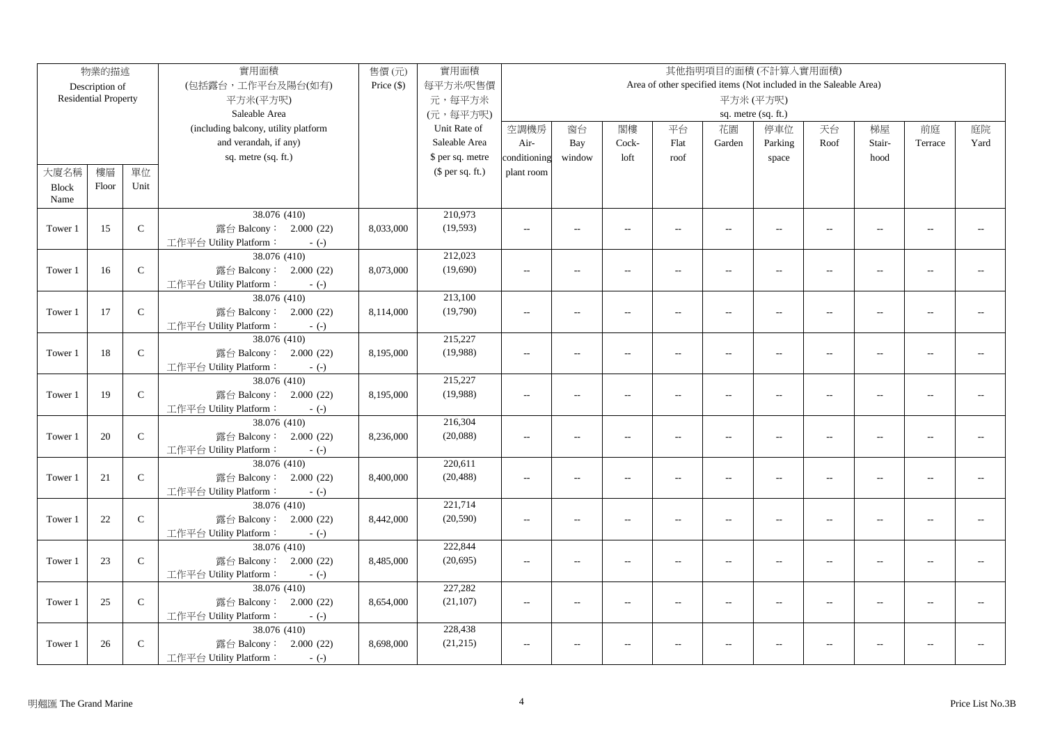| 物業的描述 Description of Residential Property | | | 實用面積 (包括露台，工作平台及陽台(如有) 平方米(平方呎) Saleable Area (including balcony, utility platform and verandah, if any) sq. metre (sq. ft.) | 售價 (元) Price ($) | 實用面積 每平方米/呎售價 元，每平方米 (元，每平方呎) Unit Rate of Saleable Area $ per sq. metre ($ per sq. ft.) | 其他指明項目的面積 (不計算入實用面積) Area of other specified items (Not included in the Saleable Area) 平方米 (平方呎) sq. metre (sq. ft.) | | | | | | | | | |
|---|---|---|---|---|---|---|---|---|---|---|---|---|---|---|---|
| 大廈名稱 Block Name | 樓層 Floor | 單位 Unit | | | | 空調機房 Air-conditioning plant room | 窗台 Bay window | 閣樓 Cock-loft | 平台 Flat roof | 花園 Garden | 停車位 Parking space | 天台 Roof | 梯屋 Stair-hood | 前庭 Terrace | 庭院 Yard |
| Tower 1 | 15 | C | 38.076 (410) 露台 Balcony： 2.000 (22) 工作平台 Utility Platform： - (-) | 8,033,000 | 210,973 (19,593) | -- | -- | -- | -- | -- | -- | -- | -- | -- | -- |
| Tower 1 | 16 | C | 38.076 (410) 露台 Balcony： 2.000 (22) 工作平台 Utility Platform： - (-) | 8,073,000 | 212,023 (19,690) | -- | -- | -- | -- | -- | -- | -- | -- | -- | -- |
| Tower 1 | 17 | C | 38.076 (410) 露台 Balcony： 2.000 (22) 工作平台 Utility Platform： - (-) | 8,114,000 | 213,100 (19,790) | -- | -- | -- | -- | -- | -- | -- | -- | -- | -- |
| Tower 1 | 18 | C | 38.076 (410) 露台 Balcony： 2.000 (22) 工作平台 Utility Platform： - (-) | 8,195,000 | 215,227 (19,988) | -- | -- | -- | -- | -- | -- | -- | -- | -- | -- |
| Tower 1 | 19 | C | 38.076 (410) 露台 Balcony： 2.000 (22) 工作平台 Utility Platform： - (-) | 8,195,000 | 215,227 (19,988) | -- | -- | -- | -- | -- | -- | -- | -- | -- | -- |
| Tower 1 | 20 | C | 38.076 (410) 露台 Balcony： 2.000 (22) 工作平台 Utility Platform： - (-) | 8,236,000 | 216,304 (20,088) | -- | -- | -- | -- | -- | -- | -- | -- | -- | -- |
| Tower 1 | 21 | C | 38.076 (410) 露台 Balcony： 2.000 (22) 工作平台 Utility Platform： - (-) | 8,400,000 | 220,611 (20,488) | -- | -- | -- | -- | -- | -- | -- | -- | -- | -- |
| Tower 1 | 22 | C | 38.076 (410) 露台 Balcony： 2.000 (22) 工作平台 Utility Platform： - (-) | 8,442,000 | 221,714 (20,590) | -- | -- | -- | -- | -- | -- | -- | -- | -- | -- |
| Tower 1 | 23 | C | 38.076 (410) 露台 Balcony： 2.000 (22) 工作平台 Utility Platform： - (-) | 8,485,000 | 222,844 (20,695) | -- | -- | -- | -- | -- | -- | -- | -- | -- | -- |
| Tower 1 | 25 | C | 38.076 (410) 露台 Balcony： 2.000 (22) 工作平台 Utility Platform： - (-) | 8,654,000 | 227,282 (21,107) | -- | -- | -- | -- | -- | -- | -- | -- | -- | -- |
| Tower 1 | 26 | C | 38.076 (410) 露台 Balcony： 2.000 (22) 工作平台 Utility Platform： - (-) | 8,698,000 | 228,438 (21,215) | -- | -- | -- | -- | -- | -- | -- | -- | -- | -- |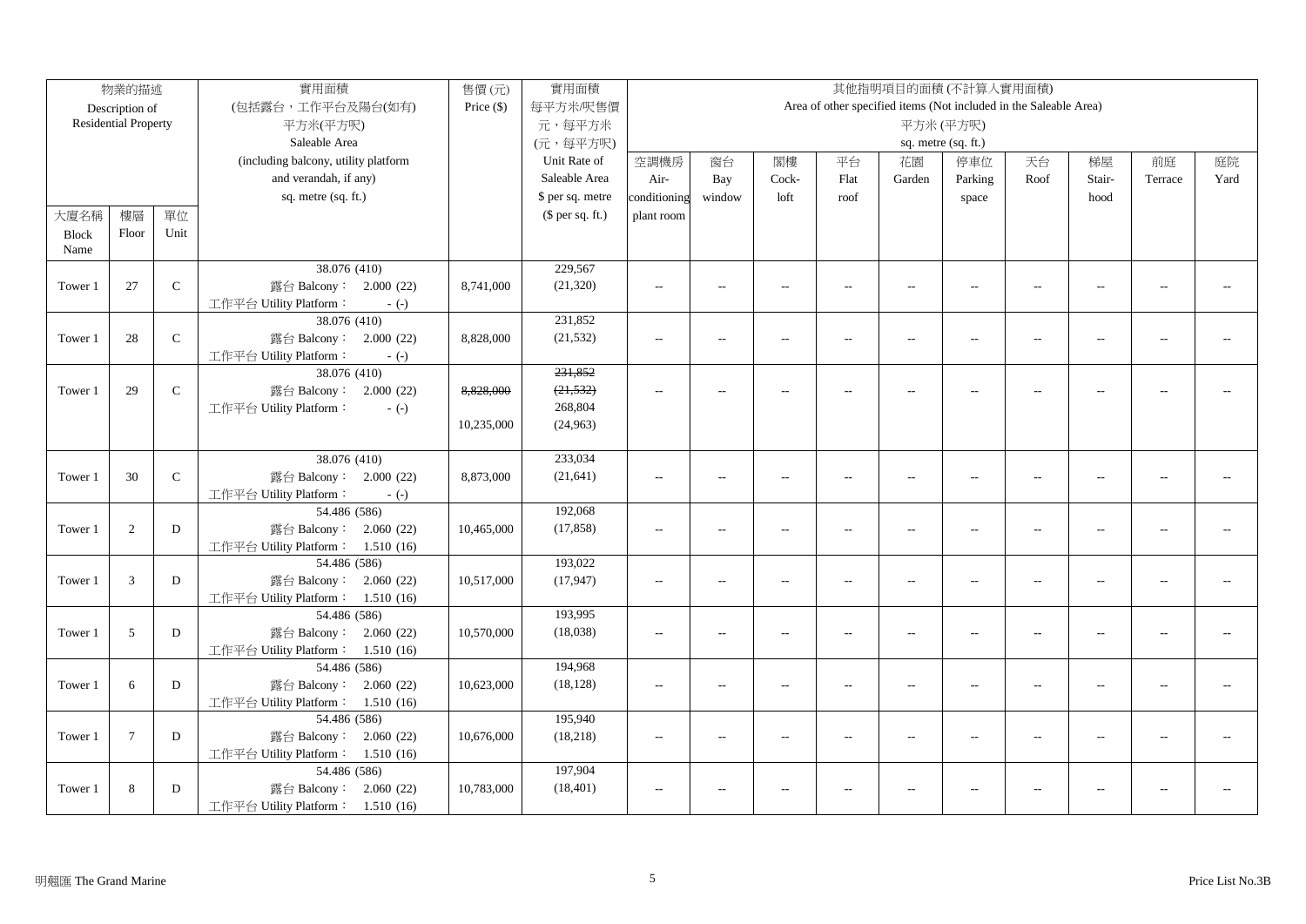| 物業的描述 Description of Residential Property | | | 實用面積 (包括露台，工作平台及陽台(如有) 平方米(平方呎) Saleable Area (including balcony, utility platform and verandah, if any) sq. metre (sq. ft.) | 售價 (元) Price ($) | 實用面積 每平方米/呎售價 元，每平方米 (元，每平方呎) Unit Rate of Saleable Area $ per sq. metre ($ per sq. ft.) | 其他指明項目的面積 (不計算入實用面積) Area of other specified items (Not included in the Saleable Area) 平方米 (平方呎) sq. metre (sq. ft.) | | | | | | | | | |
|---|---|---|---|---|---|---|---|---|---|---|---|---|---|---|---|
| 大廈名稱 Block Name | 樓層 Floor | 單位 Unit | | | | 空調機房 Air-conditioning plant room | 窗台 Bay window | 閣樓 Cock-loft | 平台 Flat roof | 花園 Garden | 停車位 Parking space | 天台 Roof | 梯屋 Stair-hood | 前庭 Terrace | 庭院 Yard |
| Tower 1 | 27 | C | 38.076 (410) 露台 Balcony： 2.000 (22) 工作平台 Utility Platform： - (-) | 8,741,000 | 229,567 (21,320) | -- | -- | -- | -- | -- | -- | -- | -- | -- | -- |
| Tower 1 | 28 | C | 38.076 (410) 露台 Balcony： 2.000 (22) 工作平台 Utility Platform： - (-) | 8,828,000 | 231,852 (21,532) | -- | -- | -- | -- | -- | -- | -- | -- | -- | -- |
| Tower 1 | 29 | C | 38.076 (410) 露台 Balcony： 2.000 (22) 工作平台 Utility Platform： - (-) | ~~8,828,000~~ 10,235,000 | ~~231,852~~ ~~(21,532)~~ 268,804 (24,963) | -- | -- | -- | -- | -- | -- | -- | -- | -- | -- |
| Tower 1 | 30 | C | 38.076 (410) 露台 Balcony： 2.000 (22) 工作平台 Utility Platform： - (-) | 8,873,000 | 233,034 (21,641) | -- | -- | -- | -- | -- | -- | -- | -- | -- | -- |
| Tower 1 | 2 | D | 54.486 (586) 露台 Balcony： 2.060 (22) 工作平台 Utility Platform： 1.510 (16) | 10,465,000 | 192,068 (17,858) | -- | -- | -- | -- | -- | -- | -- | -- | -- | -- |
| Tower 1 | 3 | D | 54.486 (586) 露台 Balcony： 2.060 (22) 工作平台 Utility Platform： 1.510 (16) | 10,517,000 | 193,022 (17,947) | -- | -- | -- | -- | -- | -- | -- | -- | -- | -- |
| Tower 1 | 5 | D | 54.486 (586) 露台 Balcony： 2.060 (22) 工作平台 Utility Platform： 1.510 (16) | 10,570,000 | 193,995 (18,038) | -- | -- | -- | -- | -- | -- | -- | -- | -- | -- |
| Tower 1 | 6 | D | 54.486 (586) 露台 Balcony： 2.060 (22) 工作平台 Utility Platform： 1.510 (16) | 10,623,000 | 194,968 (18,128) | -- | -- | -- | -- | -- | -- | -- | -- | -- | -- |
| Tower 1 | 7 | D | 54.486 (586) 露台 Balcony： 2.060 (22) 工作平台 Utility Platform： 1.510 (16) | 10,676,000 | 195,940 (18,218) | -- | -- | -- | -- | -- | -- | -- | -- | -- | -- |
| Tower 1 | 8 | D | 54.486 (586) 露台 Balcony： 2.060 (22) 工作平台 Utility Platform： 1.510 (16) | 10,783,000 | 197,904 (18,401) | -- | -- | -- | -- | -- | -- | -- | -- | -- | -- |

明翹匯 The Grand Marine

Price List No.3B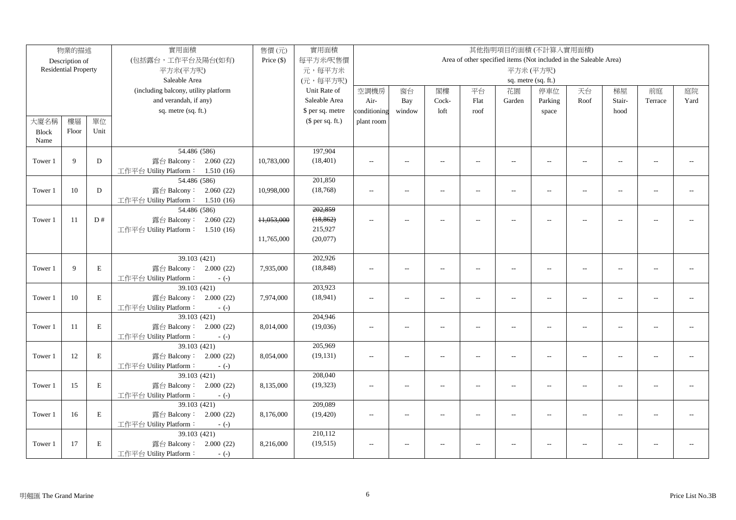| 物業的描述 Description of Residential Property | | | 實用面積 (包括露台，工作平台及陽台(如有) 平方米(平方呎) Saleable Area (including balcony, utility platform and verandah, if any) sq. metre (sq. ft.) | 售價 (元) Price ($) | 實用面積 每平方米/呎售價 元，每平方米 (元，每平方呎) Unit Rate of Saleable Area $ per sq. metre ($ per sq. ft.) | 其他指明項目的面積 (不計算入實用面積) Area of other specified items (Not included in the Saleable Area) 平方米 (平方呎) sq. metre (sq. ft.) | | | | | | | | | |
|---|---|---|---|---|---|---|---|---|---|---|---|---|---|---|---|
| 大廈名稱 Block Name | 樓層 Floor | 單位 Unit | | | | 空調機房 Air-conditioning plant room | 窗台 Bay window | 閣樓 Cock-loft | 平台 Flat roof | 花園 Garden | 停車位 Parking space | 天台 Roof | 梯屋 Stair-hood | 前庭 Terrace | 庭院 Yard |
| Tower 1 | 9 | D | 54.486 (586) 露台 Balcony： 2.060 (22) 工作平台 Utility Platform： 1.510 (16) | 10,783,000 | 197,904 (18,401) | -- | -- | -- | -- | -- | -- | -- | -- | -- | -- |
| Tower 1 | 10 | D | 54.486 (586) 露台 Balcony： 2.060 (22) 工作平台 Utility Platform： 1.510 (16) | 10,998,000 | 201,850 (18,768) | -- | -- | -- | -- | -- | -- | -- | -- | -- | -- |
| Tower 1 | 11 | D # | 54.486 (586) 露台 Balcony： 2.060 (22) 工作平台 Utility Platform： 1.510 (16) | ~~11,053,000~~ 11,765,000 | ~~202,859 (18,862)~~ 215,927 (20,077) | -- | -- | -- | -- | -- | -- | -- | -- | -- | -- |
| Tower 1 | 9 | E | 39.103 (421) 露台 Balcony： 2.000 (22) 工作平台 Utility Platform： - (-) | 7,935,000 | 202,926 (18,848) | -- | -- | -- | -- | -- | -- | -- | -- | -- | -- |
| Tower 1 | 10 | E | 39.103 (421) 露台 Balcony： 2.000 (22) 工作平台 Utility Platform： - (-) | 7,974,000 | 203,923 (18,941) | -- | -- | -- | -- | -- | -- | -- | -- | -- | -- |
| Tower 1 | 11 | E | 39.103 (421) 露台 Balcony： 2.000 (22) 工作平台 Utility Platform： - (-) | 8,014,000 | 204,946 (19,036) | -- | -- | -- | -- | -- | -- | -- | -- | -- | -- |
| Tower 1 | 12 | E | 39.103 (421) 露台 Balcony： 2.000 (22) 工作平台 Utility Platform： - (-) | 8,054,000 | 205,969 (19,131) | -- | -- | -- | -- | -- | -- | -- | -- | -- | -- |
| Tower 1 | 15 | E | 39.103 (421) 露台 Balcony： 2.000 (22) 工作平台 Utility Platform： - (-) | 8,135,000 | 208,040 (19,323) | -- | -- | -- | -- | -- | -- | -- | -- | -- | -- |
| Tower 1 | 16 | E | 39.103 (421) 露台 Balcony： 2.000 (22) 工作平台 Utility Platform： - (-) | 8,176,000 | 209,089 (19,420) | -- | -- | -- | -- | -- | -- | -- | -- | -- | -- |
| Tower 1 | 17 | E | 39.103 (421) 露台 Balcony： 2.000 (22) 工作平台 Utility Platform： - (-) | 8,216,000 | 210,112 (19,515) | -- | -- | -- | -- | -- | -- | -- | -- | -- | -- |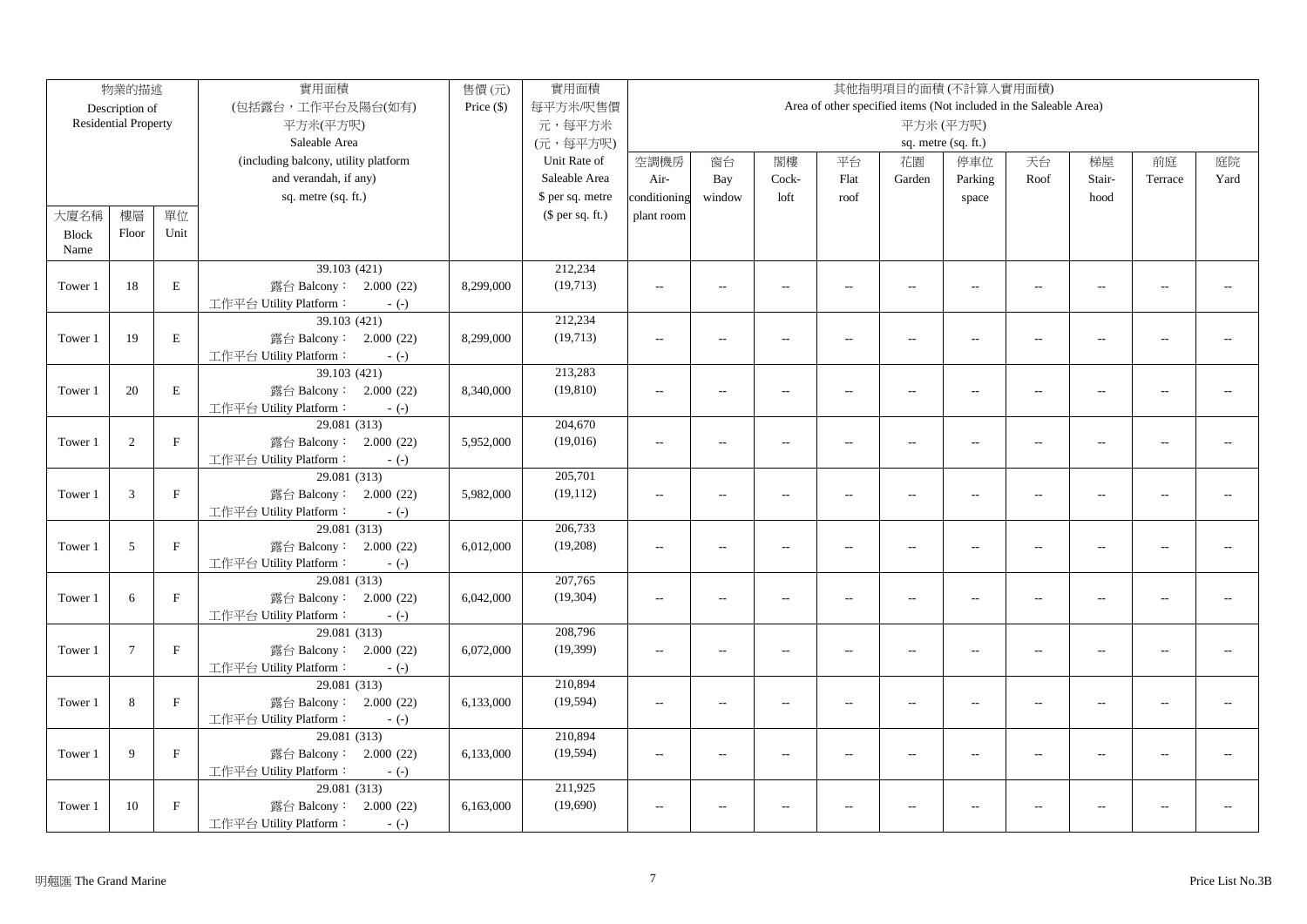| 物業的描述 Description of Residential Property | | | 實用面積 (包括露台，工作平台及陽台(如有) 平方米(平方呎) Saleable Area (including balcony, utility platform and verandah, if any) sq. metre (sq. ft.) | 售價 (元) Price ($) | 實用面積 每平方米/呎售價 元，每平方米 (元，每平方呎) Unit Rate of Saleable Area $ per sq. metre ($ per sq. ft.) | 其他指明項目的面積 (不計算入實用面積) Area of other specified items (Not included in the Saleable Area) 平方米 (平方呎) sq. metre (sq. ft.) | | | | | | | | | |
|---|---|---|---|---|---|---|---|---|---|---|---|---|---|---|---|
| 大廈名稱 Block Name | 樓層 Floor | 單位 Unit | | | | 空調機房 Air-conditioning plant room | 窗台 Bay window | 閣樓 Cock-loft | 平台 Flat roof | 花園 Garden | 停車位 Parking space | 天台 Roof | 梯屋 Stair-hood | 前庭 Terrace | 庭院 Yard |
| Tower 1 | 18 | E | 39.103 (421) 露台 Balcony： 2.000 (22) 工作平台 Utility Platform： - (-) | 8,299,000 | 212,234 (19,713) | -- | -- | -- | -- | -- | -- | -- | -- | -- | -- |
| Tower 1 | 19 | E | 39.103 (421) 露台 Balcony： 2.000 (22) 工作平台 Utility Platform： - (-) | 8,299,000 | 212,234 (19,713) | -- | -- | -- | -- | -- | -- | -- | -- | -- | -- |
| Tower 1 | 20 | E | 39.103 (421) 露台 Balcony： 2.000 (22) 工作平台 Utility Platform： - (-) | 8,340,000 | 213,283 (19,810) | -- | -- | -- | -- | -- | -- | -- | -- | -- | -- |
| Tower 1 | 2 | F | 29.081 (313) 露台 Balcony： 2.000 (22) 工作平台 Utility Platform： - (-) | 5,952,000 | 204,670 (19,016) | -- | -- | -- | -- | -- | -- | -- | -- | -- | -- |
| Tower 1 | 3 | F | 29.081 (313) 露台 Balcony： 2.000 (22) 工作平台 Utility Platform： - (-) | 5,982,000 | 205,701 (19,112) | -- | -- | -- | -- | -- | -- | -- | -- | -- | -- |
| Tower 1 | 5 | F | 29.081 (313) 露台 Balcony： 2.000 (22) 工作平台 Utility Platform： - (-) | 6,012,000 | 206,733 (19,208) | -- | -- | -- | -- | -- | -- | -- | -- | -- | -- |
| Tower 1 | 6 | F | 29.081 (313) 露台 Balcony： 2.000 (22) 工作平台 Utility Platform： - (-) | 6,042,000 | 207,765 (19,304) | -- | -- | -- | -- | -- | -- | -- | -- | -- | -- |
| Tower 1 | 7 | F | 29.081 (313) 露台 Balcony： 2.000 (22) 工作平台 Utility Platform： - (-) | 6,072,000 | 208,796 (19,399) | -- | -- | -- | -- | -- | -- | -- | -- | -- | -- |
| Tower 1 | 8 | F | 29.081 (313) 露台 Balcony： 2.000 (22) 工作平台 Utility Platform： - (-) | 6,133,000 | 210,894 (19,594) | -- | -- | -- | -- | -- | -- | -- | -- | -- | -- |
| Tower 1 | 9 | F | 29.081 (313) 露台 Balcony： 2.000 (22) 工作平台 Utility Platform： - (-) | 6,133,000 | 210,894 (19,594) | -- | -- | -- | -- | -- | -- | -- | -- | -- | -- |
| Tower 1 | 10 | F | 29.081 (313) 露台 Balcony： 2.000 (22) 工作平台 Utility Platform： - (-) | 6,163,000 | 211,925 (19,690) | -- | -- | -- | -- | -- | -- | -- | -- | -- | -- |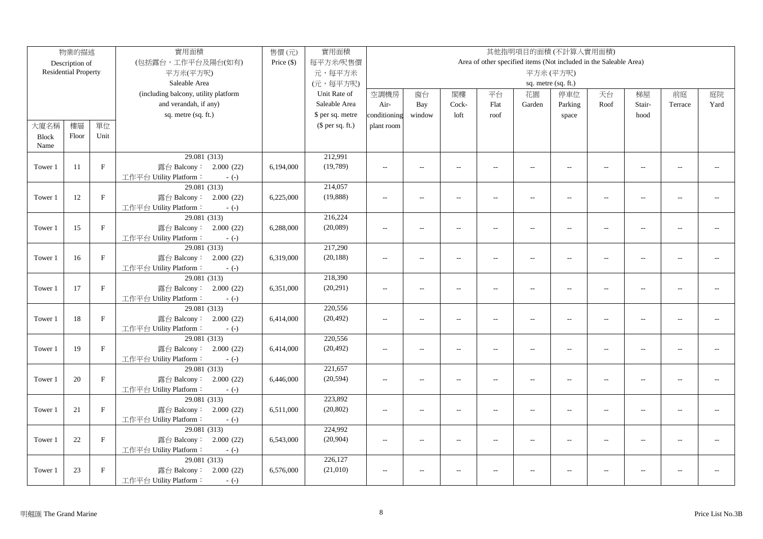| 物業的描述 Description of Residential Property | | | 實用面積 (包括露台，工作平台及陽台(如有) 平方米(平方呎) Saleable Area (including balcony, utility platform and verandah, if any) sq. metre (sq. ft.) | 售價 (元) Price ($) | 實用面積 每平方米/呎售價 元，每平方米 (元，每平方呎) Unit Rate of Saleable Area $ per sq. metre ($ per sq. ft.) | 其他指明項目的面積 (不計算入實用面積) Area of other specified items (Not included in the Saleable Area) 平方米 (平方呎) sq. metre (sq. ft.) | | | | | | | | | |
|---|---|---|---|---|---|---|---|---|---|---|---|---|---|---|---|
| 大廈名稱 Block Name | 樓層 Floor | 單位 Unit | | | | 空調機房 Air-conditioning plant room | 窗台 Bay window | 閣樓 Cock-loft | 平台 Flat roof | 花園 Garden | 停車位 Parking space | 天台 Roof | 梯屋 Stair-hood | 前庭 Terrace | 庭院 Yard |
| Tower 1 | 11 | F | 29.081 (313) 露台 Balcony： 2.000 (22) 工作平台 Utility Platform： - (-) | 6,194,000 | 212,991 (19,789) | -- | -- | -- | -- | -- | -- | -- | -- | -- | -- |
| Tower 1 | 12 | F | 29.081 (313) 露台 Balcony： 2.000 (22) 工作平台 Utility Platform： - (-) | 6,225,000 | 214,057 (19,888) | -- | -- | -- | -- | -- | -- | -- | -- | -- | -- |
| Tower 1 | 15 | F | 29.081 (313) 露台 Balcony： 2.000 (22) 工作平台 Utility Platform： - (-) | 6,288,000 | 216,224 (20,089) | -- | -- | -- | -- | -- | -- | -- | -- | -- | -- |
| Tower 1 | 16 | F | 29.081 (313) 露台 Balcony： 2.000 (22) 工作平台 Utility Platform： - (-) | 6,319,000 | 217,290 (20,188) | -- | -- | -- | -- | -- | -- | -- | -- | -- | -- |
| Tower 1 | 17 | F | 29.081 (313) 露台 Balcony： 2.000 (22) 工作平台 Utility Platform： - (-) | 6,351,000 | 218,390 (20,291) | -- | -- | -- | -- | -- | -- | -- | -- | -- | -- |
| Tower 1 | 18 | F | 29.081 (313) 露台 Balcony： 2.000 (22) 工作平台 Utility Platform： - (-) | 6,414,000 | 220,556 (20,492) | -- | -- | -- | -- | -- | -- | -- | -- | -- | -- |
| Tower 1 | 19 | F | 29.081 (313) 露台 Balcony： 2.000 (22) 工作平台 Utility Platform： - (-) | 6,414,000 | 220,556 (20,492) | -- | -- | -- | -- | -- | -- | -- | -- | -- | -- |
| Tower 1 | 20 | F | 29.081 (313) 露台 Balcony： 2.000 (22) 工作平台 Utility Platform： - (-) | 6,446,000 | 221,657 (20,594) | -- | -- | -- | -- | -- | -- | -- | -- | -- | -- |
| Tower 1 | 21 | F | 29.081 (313) 露台 Balcony： 2.000 (22) 工作平台 Utility Platform： - (-) | 6,511,000 | 223,892 (20,802) | -- | -- | -- | -- | -- | -- | -- | -- | -- | -- |
| Tower 1 | 22 | F | 29.081 (313) 露台 Balcony： 2.000 (22) 工作平台 Utility Platform： - (-) | 6,543,000 | 224,992 (20,904) | -- | -- | -- | -- | -- | -- | -- | -- | -- | -- |
| Tower 1 | 23 | F | 29.081 (313) 露台 Balcony： 2.000 (22) 工作平台 Utility Platform： - (-) | 6,576,000 | 226,127 (21,010) | -- | -- | -- | -- | -- | -- | -- | -- | -- | -- |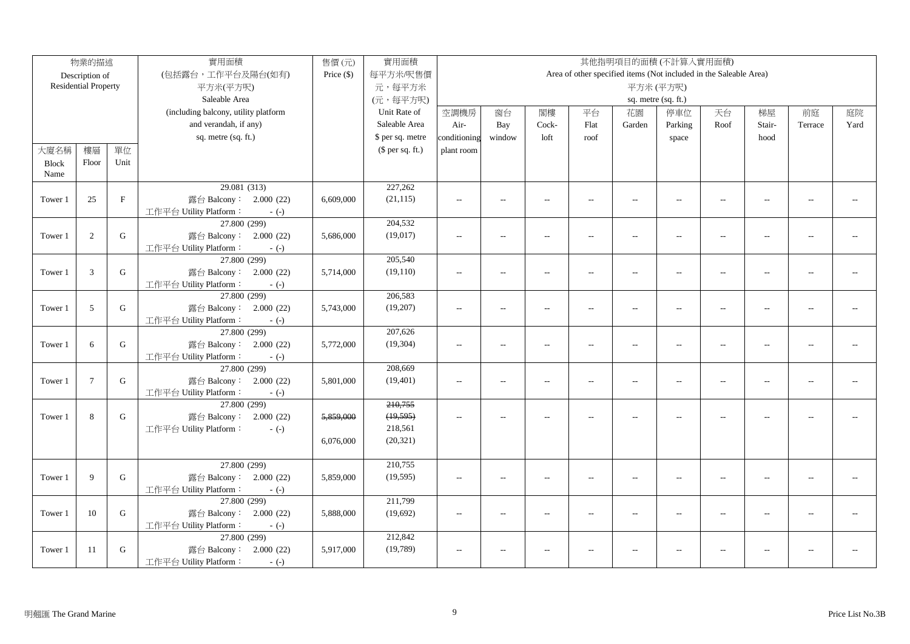| 物業的描述 Description of Residential Property | | | 實用面積 (包括露台，工作平台及陽台(如有) 平方米(平方呎) Saleable Area (including balcony, utility platform and verandah, if any) sq. metre (sq. ft.) | 售價 (元) Price ($) | 實用面積 每平方米/呎售價 元，每平方米 (元，每平方呎) Unit Rate of Saleable Area $ per sq. metre ($ per sq. ft.) | 其他指明項目的面積 (不計算入實用面積) Area of other specified items (Not included in the Saleable Area) 平方米 (平方呎) sq. metre (sq. ft.) | | | | | | | | | |
|---|---|---|---|---|---|---|---|---|---|---|---|---|---|---|---|
| 大廈名稱 Block Name | 樓層 Floor | 單位 Unit | | | | 空調機房 Air-conditioning plant room | 窗台 Bay window | 閣樓 Cock-loft | 平台 Flat roof | 花園 Garden | 停車位 Parking space | 天台 Roof | 梯屋 Stair-hood | 前庭 Terrace | 庭院 Yard |
| Tower 1 | 25 | F | 29.081 (313) 露台 Balcony： 2.000 (22) 工作平台 Utility Platform： - (-) | 6,609,000 | 227,262 (21,115) | -- | -- | -- | -- | -- | -- | -- | -- | -- | -- |
| Tower 1 | 2 | G | 27.800 (299) 露台 Balcony： 2.000 (22) 工作平台 Utility Platform： - (-) | 5,686,000 | 204,532 (19,017) | -- | -- | -- | -- | -- | -- | -- | -- | -- | -- |
| Tower 1 | 3 | G | 27.800 (299) 露台 Balcony： 2.000 (22) 工作平台 Utility Platform： - (-) | 5,714,000 | 205,540 (19,110) | -- | -- | -- | -- | -- | -- | -- | -- | -- | -- |
| Tower 1 | 5 | G | 27.800 (299) 露台 Balcony： 2.000 (22) 工作平台 Utility Platform： - (-) | 5,743,000 | 206,583 (19,207) | -- | -- | -- | -- | -- | -- | -- | -- | -- | -- |
| Tower 1 | 6 | G | 27.800 (299) 露台 Balcony： 2.000 (22) 工作平台 Utility Platform： - (-) | 5,772,000 | 207,626 (19,304) | -- | -- | -- | -- | -- | -- | -- | -- | -- | -- |
| Tower 1 | 7 | G | 27.800 (299) 露台 Balcony： 2.000 (22) 工作平台 Utility Platform： - (-) | 5,801,000 | 208,669 (19,401) | -- | -- | -- | -- | -- | -- | -- | -- | -- | -- |
| Tower 1 | 8 | G | 27.800 (299) 露台 Balcony： 2.000 (22) 工作平台 Utility Platform： - (-) | ~~5,859,000~~ 6,076,000 | ~~210,755~~ ~~(19,595)~~ 218,561 (20,321) | -- | -- | -- | -- | -- | -- | -- | -- | -- | -- |
| Tower 1 | 9 | G | 27.800 (299) 露台 Balcony： 2.000 (22) 工作平台 Utility Platform： - (-) | 5,859,000 | 210,755 (19,595) | -- | -- | -- | -- | -- | -- | -- | -- | -- | -- |
| Tower 1 | 10 | G | 27.800 (299) 露台 Balcony： 2.000 (22) 工作平台 Utility Platform： - (-) | 5,888,000 | 211,799 (19,692) | -- | -- | -- | -- | -- | -- | -- | -- | -- | -- |
| Tower 1 | 11 | G | 27.800 (299) 露台 Balcony： 2.000 (22) 工作平台 Utility Platform： - (-) | 5,917,000 | 212,842 (19,789) | -- | -- | -- | -- | -- | -- | -- | -- | -- | -- |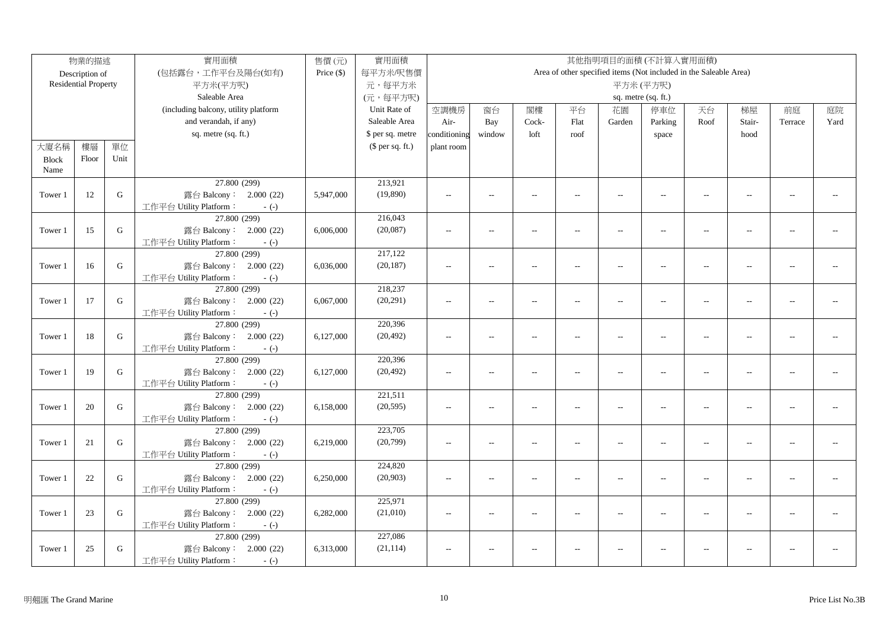| 物業的描述 Description of Residential Property | | | 實用面積 (包括露台，工作平台及陽台(如有) 平方米(平方呎) Saleable Area (including balcony, utility platform and verandah, if any) sq. metre (sq. ft.) | 售價 (元) Price ($) | 實用面積 每平方米/呎售價 元，每平方米 (元，每平方呎) Unit Rate of Saleable Area $ per sq. metre ($ per sq. ft.) | 其他指明項目的面積 (不計算入實用面積) Area of other specified items (Not included in the Saleable Area) 平方米 (平方呎) sq. metre (sq. ft.) | | | | | | | | | |
|---|---|---|---|---|---|---|---|---|---|---|---|---|---|---|---|
| 大廈名稱 Block Name | 樓層 Floor | 單位 Unit | | | | 空調機房 Air-conditioning plant room | 窗台 Bay window | 閣樓 Cock-loft | 平台 Flat roof | 花園 Garden | 停車位 Parking space | 天台 Roof | 梯屋 Stair-hood | 前庭 Terrace | 庭院 Yard |
| Tower 1 | 12 | G | 27.800 (299) 露台 Balcony： 2.000 (22) 工作平台 Utility Platform： - (-) | 5,947,000 | 213,921 (19,890) | -- | -- | -- | -- | -- | -- | -- | -- | -- | -- |
| Tower 1 | 15 | G | 27.800 (299) 露台 Balcony： 2.000 (22) 工作平台 Utility Platform： - (-) | 6,006,000 | 216,043 (20,087) | -- | -- | -- | -- | -- | -- | -- | -- | -- | -- |
| Tower 1 | 16 | G | 27.800 (299) 露台 Balcony： 2.000 (22) 工作平台 Utility Platform： - (-) | 6,036,000 | 217,122 (20,187) | -- | -- | -- | -- | -- | -- | -- | -- | -- | -- |
| Tower 1 | 17 | G | 27.800 (299) 露台 Balcony： 2.000 (22) 工作平台 Utility Platform： - (-) | 6,067,000 | 218,237 (20,291) | -- | -- | -- | -- | -- | -- | -- | -- | -- | -- |
| Tower 1 | 18 | G | 27.800 (299) 露台 Balcony： 2.000 (22) 工作平台 Utility Platform： - (-) | 6,127,000 | 220,396 (20,492) | -- | -- | -- | -- | -- | -- | -- | -- | -- | -- |
| Tower 1 | 19 | G | 27.800 (299) 露台 Balcony： 2.000 (22) 工作平台 Utility Platform： - (-) | 6,127,000 | 220,396 (20,492) | -- | -- | -- | -- | -- | -- | -- | -- | -- | -- |
| Tower 1 | 20 | G | 27.800 (299) 露台 Balcony： 2.000 (22) 工作平台 Utility Platform： - (-) | 6,158,000 | 221,511 (20,595) | -- | -- | -- | -- | -- | -- | -- | -- | -- | -- |
| Tower 1 | 21 | G | 27.800 (299) 露台 Balcony： 2.000 (22) 工作平台 Utility Platform： - (-) | 6,219,000 | 223,705 (20,799) | -- | -- | -- | -- | -- | -- | -- | -- | -- | -- |
| Tower 1 | 22 | G | 27.800 (299) 露台 Balcony： 2.000 (22) 工作平台 Utility Platform： - (-) | 6,250,000 | 224,820 (20,903) | -- | -- | -- | -- | -- | -- | -- | -- | -- | -- |
| Tower 1 | 23 | G | 27.800 (299) 露台 Balcony： 2.000 (22) 工作平台 Utility Platform： - (-) | 6,282,000 | 225,971 (21,010) | -- | -- | -- | -- | -- | -- | -- | -- | -- | -- |
| Tower 1 | 25 | G | 27.800 (299) 露台 Balcony： 2.000 (22) 工作平台 Utility Platform： - (-) | 6,313,000 | 227,086 (21,114) | -- | -- | -- | -- | -- | -- | -- | -- | -- | -- |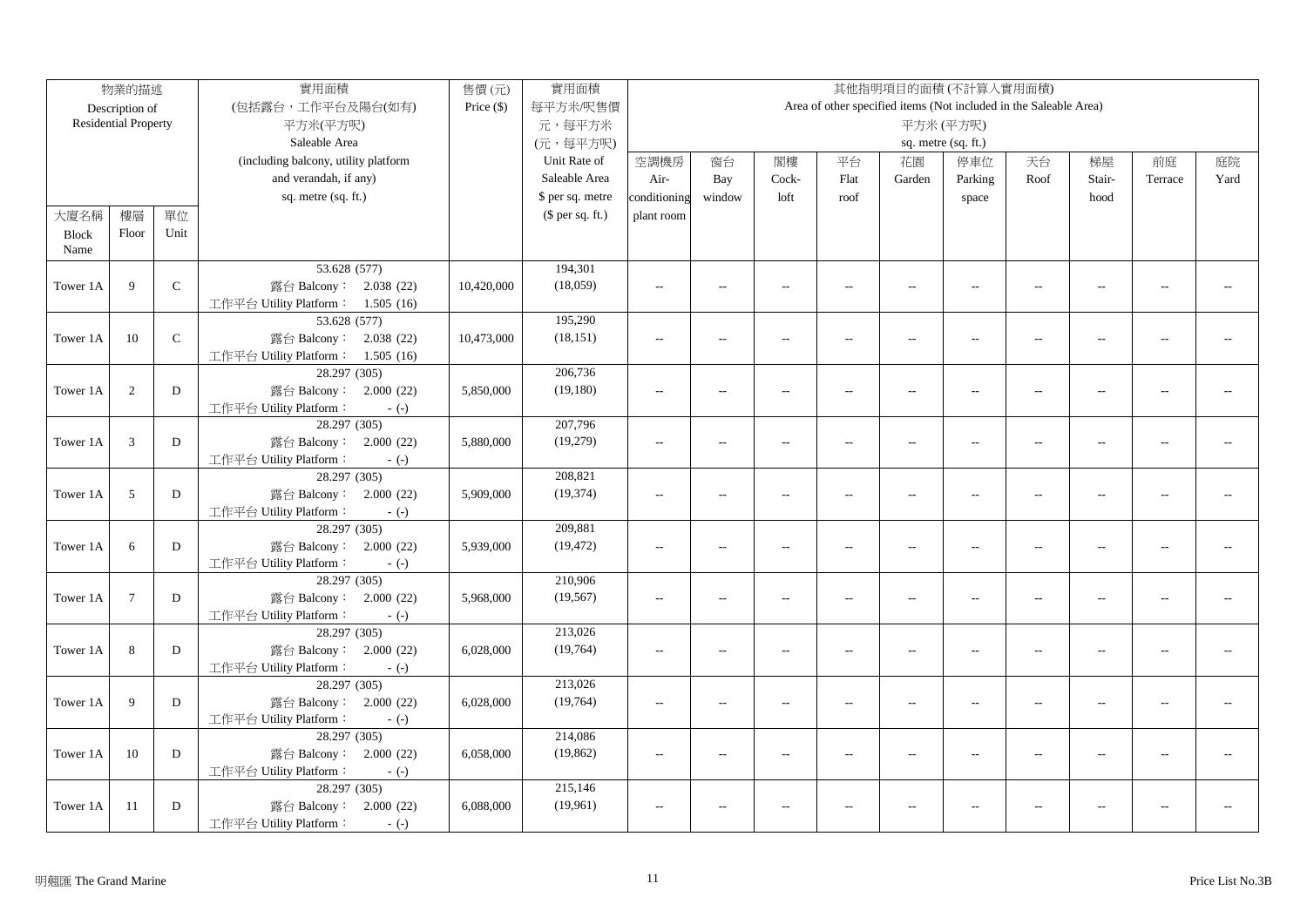| 物業的描述 Description of Residential Property | | | 實用面積 (包括露台，工作平台及陽台(如有) 平方米(平方呎) Saleable Area (including balcony, utility platform and verandah, if any) sq. metre (sq. ft.) | 售價 (元) Price ($) | 實用面積 每平方米/呎售價 元，每平方米 (元，每平方呎) Unit Rate of Saleable Area $ per sq. metre ($ per sq. ft.) | 其他指明項目的面積 (不計算入實用面積) Area of other specified items (Not included in the Saleable Area) 平方米 (平方呎) sq. metre (sq. ft.) | | | | | | | | | |
|---|---|---|---|---|---|---|---|---|---|---|---|---|---|---|---|
| 大廈名稱 Block Name | 樓層 Floor | 單位 Unit | | | | 空調機房 Air-conditioning plant room | 窗台 Bay window | 閣樓 Cock-loft | 平台 Flat roof | 花園 Garden | 停車位 Parking space | 天台 Roof | 梯屋 Stair-hood | 前庭 Terrace | 庭院 Yard |
| Tower 1A | 9 | C | 53.628 (577) 露台 Balcony： 2.038 (22) 工作平台 Utility Platform： 1.505 (16) | 10,420,000 | 194,301 (18,059) | -- | -- | -- | -- | -- | -- | -- | -- | -- | -- |
| Tower 1A | 10 | C | 53.628 (577) 露台 Balcony： 2.038 (22) 工作平台 Utility Platform： 1.505 (16) | 10,473,000 | 195,290 (18,151) | -- | -- | -- | -- | -- | -- | -- | -- | -- | -- |
| Tower 1A | 2 | D | 28.297 (305) 露台 Balcony： 2.000 (22) 工作平台 Utility Platform： - (-) | 5,850,000 | 206,736 (19,180) | -- | -- | -- | -- | -- | -- | -- | -- | -- | -- |
| Tower 1A | 3 | D | 28.297 (305) 露台 Balcony： 2.000 (22) 工作平台 Utility Platform： - (-) | 5,880,000 | 207,796 (19,279) | -- | -- | -- | -- | -- | -- | -- | -- | -- | -- |
| Tower 1A | 5 | D | 28.297 (305) 露台 Balcony： 2.000 (22) 工作平台 Utility Platform： - (-) | 5,909,000 | 208,821 (19,374) | -- | -- | -- | -- | -- | -- | -- | -- | -- | -- |
| Tower 1A | 6 | D | 28.297 (305) 露台 Balcony： 2.000 (22) 工作平台 Utility Platform： - (-) | 5,939,000 | 209,881 (19,472) | -- | -- | -- | -- | -- | -- | -- | -- | -- | -- |
| Tower 1A | 7 | D | 28.297 (305) 露台 Balcony： 2.000 (22) 工作平台 Utility Platform： - (-) | 5,968,000 | 210,906 (19,567) | -- | -- | -- | -- | -- | -- | -- | -- | -- | -- |
| Tower 1A | 8 | D | 28.297 (305) 露台 Balcony： 2.000 (22) 工作平台 Utility Platform： - (-) | 6,028,000 | 213,026 (19,764) | -- | -- | -- | -- | -- | -- | -- | -- | -- | -- |
| Tower 1A | 9 | D | 28.297 (305) 露台 Balcony： 2.000 (22) 工作平台 Utility Platform： - (-) | 6,028,000 | 213,026 (19,764) | -- | -- | -- | -- | -- | -- | -- | -- | -- | -- |
| Tower 1A | 10 | D | 28.297 (305) 露台 Balcony： 2.000 (22) 工作平台 Utility Platform： - (-) | 6,058,000 | 214,086 (19,862) | -- | -- | -- | -- | -- | -- | -- | -- | -- | -- |
| Tower 1A | 11 | D | 28.297 (305) 露台 Balcony： 2.000 (22) 工作平台 Utility Platform： - (-) | 6,088,000 | 215,146 (19,961) | -- | -- | -- | -- | -- | -- | -- | -- | -- | -- |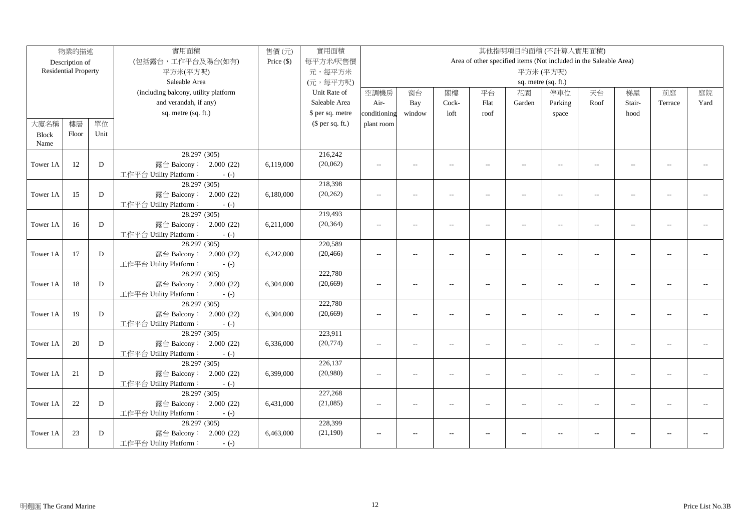| 物業的描述 Description of Residential Property | | | 實用面積 (包括露台，工作平台及陽台(如有) 平方米(平方呎) Saleable Area (including balcony, utility platform and verandah, if any) sq. metre (sq. ft.) | 售價 (元) Price ($) | 實用面積 每平方米/呎售價 元，每平方米 (元，每平方呎) Unit Rate of Saleable Area $ per sq. metre ($ per sq. ft.) | 其他指明項目的面積 (不計算入實用面積) Area of other specified items (Not included in the Saleable Area) 平方米 (平方呎) sq. metre (sq. ft.) | | | | | | | | | |
|---|---|---|---|---|---|---|---|---|---|---|---|---|---|---|---|
| 大廈名稱 Block Name | 樓層 Floor | 單位 Unit | | | | 空調機房 Air-conditioning plant room | 窗台 Bay window | 閣樓 Cock-loft | 平台 Flat roof | 花園 Garden | 停車位 Parking space | 天台 Roof | 梯屋 Stair-hood | 前庭 Terrace | 庭院 Yard |
| Tower 1A | 12 | D | 28.297 (305) 露台 Balcony： 2.000 (22) 工作平台 Utility Platform： - (-) | 6,119,000 | 216,242 (20,062) | -- | -- | -- | -- | -- | -- | -- | -- | -- | -- |
| Tower 1A | 15 | D | 28.297 (305) 露台 Balcony： 2.000 (22) 工作平台 Utility Platform： - (-) | 6,180,000 | 218,398 (20,262) | -- | -- | -- | -- | -- | -- | -- | -- | -- | -- |
| Tower 1A | 16 | D | 28.297 (305) 露台 Balcony： 2.000 (22) 工作平台 Utility Platform： - (-) | 6,211,000 | 219,493 (20,364) | -- | -- | -- | -- | -- | -- | -- | -- | -- | -- |
| Tower 1A | 17 | D | 28.297 (305) 露台 Balcony： 2.000 (22) 工作平台 Utility Platform： - (-) | 6,242,000 | 220,589 (20,466) | -- | -- | -- | -- | -- | -- | -- | -- | -- | -- |
| Tower 1A | 18 | D | 28.297 (305) 露台 Balcony： 2.000 (22) 工作平台 Utility Platform： - (-) | 6,304,000 | 222,780 (20,669) | -- | -- | -- | -- | -- | -- | -- | -- | -- | -- |
| Tower 1A | 19 | D | 28.297 (305) 露台 Balcony： 2.000 (22) 工作平台 Utility Platform： - (-) | 6,304,000 | 222,780 (20,669) | -- | -- | -- | -- | -- | -- | -- | -- | -- | -- |
| Tower 1A | 20 | D | 28.297 (305) 露台 Balcony： 2.000 (22) 工作平台 Utility Platform： - (-) | 6,336,000 | 223,911 (20,774) | -- | -- | -- | -- | -- | -- | -- | -- | -- | -- |
| Tower 1A | 21 | D | 28.297 (305) 露台 Balcony： 2.000 (22) 工作平台 Utility Platform： - (-) | 6,399,000 | 226,137 (20,980) | -- | -- | -- | -- | -- | -- | -- | -- | -- | -- |
| Tower 1A | 22 | D | 28.297 (305) 露台 Balcony： 2.000 (22) 工作平台 Utility Platform： - (-) | 6,431,000 | 227,268 (21,085) | -- | -- | -- | -- | -- | -- | -- | -- | -- | -- |
| Tower 1A | 23 | D | 28.297 (305) 露台 Balcony： 2.000 (22) 工作平台 Utility Platform： - (-) | 6,463,000 | 228,399 (21,190) | -- | -- | -- | -- | -- | -- | -- | -- | -- | -- |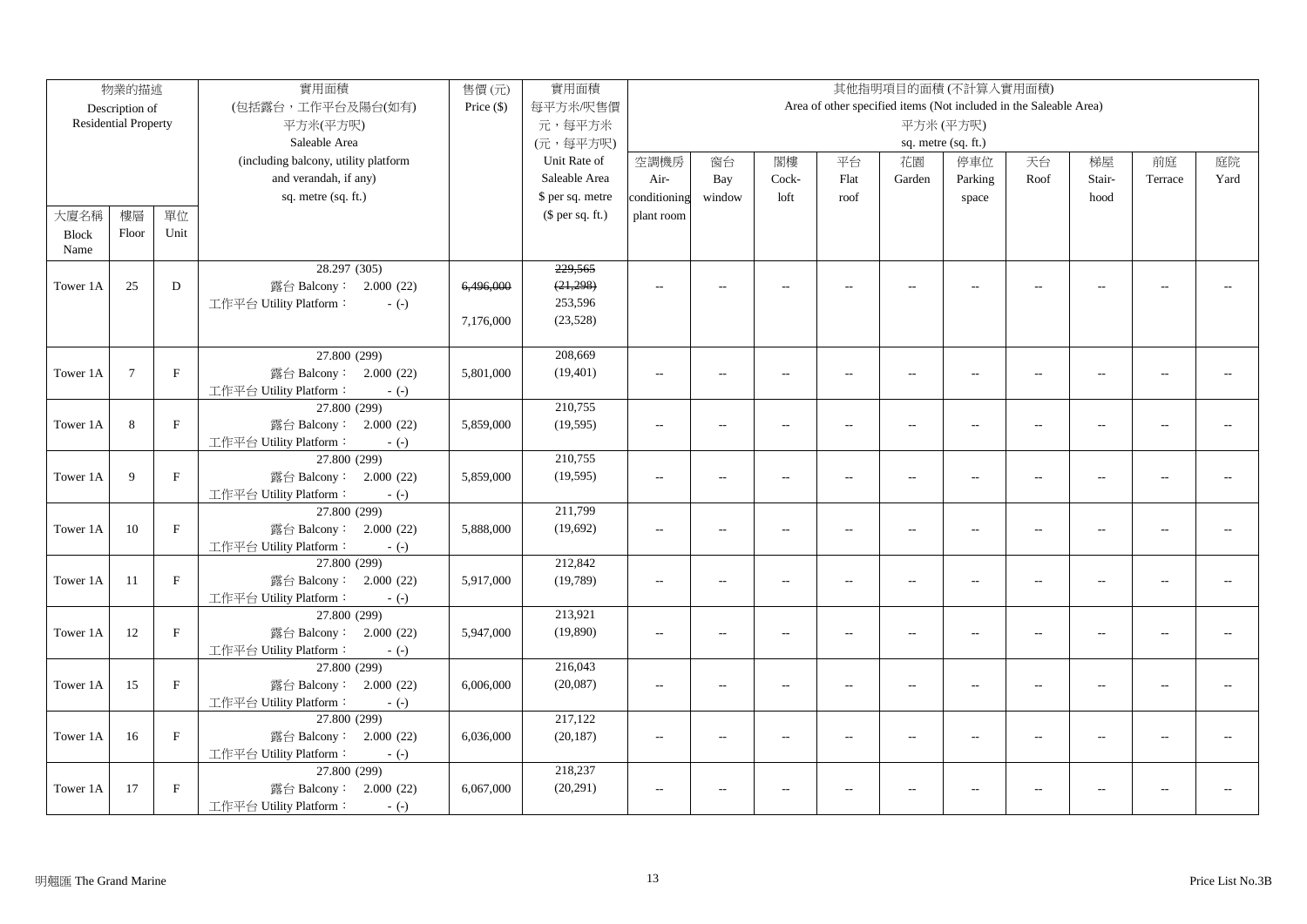| 物業的描述 Description of Residential Property | | | 實用面積 (包括露台，工作平台及陽台(如有) 平方米(平方呎) Saleable Area (including balcony, utility platform and verandah, if any) sq. metre (sq. ft.) | 售價 (元) Price ($) | 實用面積 每平方米/呎售價 元，每平方米 (元，每平方呎) Unit Rate of Saleable Area $ per sq. metre ($ per sq. ft.) | 其他指明項目的面積 (不計算入實用面積) Area of other specified items (Not included in the Saleable Area) 平方米 (平方呎) sq. metre (sq. ft.) | | | | | | | | | |
|---|---|---|---|---|---|---|---|---|---|---|---|---|---|---|---|
| 大廈名稱 Block Name | 樓層 Floor | 單位 Unit | | | | 空調機房 Air-conditioning plant room | 窗台 Bay window | 閣樓 Cock-loft | 平台 Flat roof | 花園 Garden | 停車位 Parking space | 天台 Roof | 梯屋 Stair-hood | 前庭 Terrace | 庭院 Yard |
| Tower 1A | 25 | D | 28.297 (305) 露台 Balcony： 2.000 (22) 工作平台 Utility Platform： - (-) | ~~6,496,000~~ 7,176,000 | ~~229,565 (21,298)~~ 253,596 (23,528) | -- | -- | -- | -- | -- | -- | -- | -- | -- | -- |
| Tower 1A | 7 | F | 27.800 (299) 露台 Balcony： 2.000 (22) 工作平台 Utility Platform： - (-) | 5,801,000 | 208,669 (19,401) | -- | -- | -- | -- | -- | -- | -- | -- | -- | -- |
| Tower 1A | 8 | F | 27.800 (299) 露台 Balcony： 2.000 (22) 工作平台 Utility Platform： - (-) | 5,859,000 | 210,755 (19,595) | -- | -- | -- | -- | -- | -- | -- | -- | -- | -- |
| Tower 1A | 9 | F | 27.800 (299) 露台 Balcony： 2.000 (22) 工作平台 Utility Platform： - (-) | 5,859,000 | 210,755 (19,595) | -- | -- | -- | -- | -- | -- | -- | -- | -- | -- |
| Tower 1A | 10 | F | 27.800 (299) 露台 Balcony： 2.000 (22) 工作平台 Utility Platform： - (-) | 5,888,000 | 211,799 (19,692) | -- | -- | -- | -- | -- | -- | -- | -- | -- | -- |
| Tower 1A | 11 | F | 27.800 (299) 露台 Balcony： 2.000 (22) 工作平台 Utility Platform： - (-) | 5,917,000 | 212,842 (19,789) | -- | -- | -- | -- | -- | -- | -- | -- | -- | -- |
| Tower 1A | 12 | F | 27.800 (299) 露台 Balcony： 2.000 (22) 工作平台 Utility Platform： - (-) | 5,947,000 | 213,921 (19,890) | -- | -- | -- | -- | -- | -- | -- | -- | -- | -- |
| Tower 1A | 15 | F | 27.800 (299) 露台 Balcony： 2.000 (22) 工作平台 Utility Platform： - (-) | 6,006,000 | 216,043 (20,087) | -- | -- | -- | -- | -- | -- | -- | -- | -- | -- |
| Tower 1A | 16 | F | 27.800 (299) 露台 Balcony： 2.000 (22) 工作平台 Utility Platform： - (-) | 6,036,000 | 217,122 (20,187) | -- | -- | -- | -- | -- | -- | -- | -- | -- | -- |
| Tower 1A | 17 | F | 27.800 (299) 露台 Balcony： 2.000 (22) 工作平台 Utility Platform： - (-) | 6,067,000 | 218,237 (20,291) | -- | -- | -- | -- | -- | -- | -- | -- | -- | -- |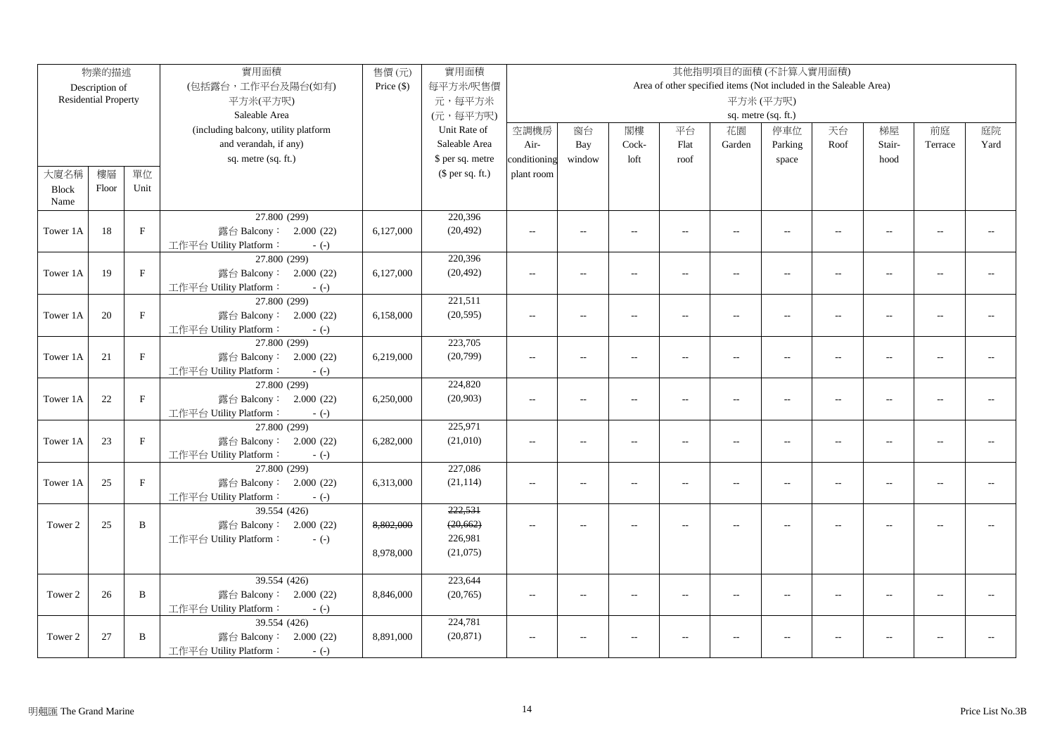| 物業的描述 Description of Residential Property | | | 實用面積 (包括露台，工作平台及陽台(如有) 平方米(平方呎) Saleable Area (including balcony, utility platform and verandah, if any) sq. metre (sq. ft.) | 售價 (元) Price ($) | 實用面積 每平方米/呎售價 元，每平方米 (元，每平方呎) Unit Rate of Saleable Area $ per sq. metre ($ per sq. ft.) | 其他指明項目的面積 (不計算入實用面積) Area of other specified items (Not included in the Saleable Area) 平方米 (平方呎) sq. metre (sq. ft.) | | | | | | | | | |
|---|---|---|---|---|---|---|---|---|---|---|---|---|---|---|---|
| 大廈名稱 Block Name | 樓層 Floor | 單位 Unit | | | | 空調機房 Air-conditioning plant room | 窗台 Bay window | 閣樓 Cock-loft | 平台 Flat roof | 花園 Garden | 停車位 Parking space | 天台 Roof | 梯屋 Stair-hood | 前庭 Terrace | 庭院 Yard |
| Tower 1A | 18 | F | 27.800 (299) 露台 Balcony： 2.000 (22) 工作平台 Utility Platform： - (-) | 6,127,000 | 220,396 (20,492) | -- | -- | -- | -- | -- | -- | -- | -- | -- | -- |
| Tower 1A | 19 | F | 27.800 (299) 露台 Balcony： 2.000 (22) 工作平台 Utility Platform： - (-) | 6,127,000 | 220,396 (20,492) | -- | -- | -- | -- | -- | -- | -- | -- | -- | -- |
| Tower 1A | 20 | F | 27.800 (299) 露台 Balcony： 2.000 (22) 工作平台 Utility Platform： - (-) | 6,158,000 | 221,511 (20,595) | -- | -- | -- | -- | -- | -- | -- | -- | -- | -- |
| Tower 1A | 21 | F | 27.800 (299) 露台 Balcony： 2.000 (22) 工作平台 Utility Platform： - (-) | 6,219,000 | 223,705 (20,799) | -- | -- | -- | -- | -- | -- | -- | -- | -- | -- |
| Tower 1A | 22 | F | 27.800 (299) 露台 Balcony： 2.000 (22) 工作平台 Utility Platform： - (-) | 6,250,000 | 224,820 (20,903) | -- | -- | -- | -- | -- | -- | -- | -- | -- | -- |
| Tower 1A | 23 | F | 27.800 (299) 露台 Balcony： 2.000 (22) 工作平台 Utility Platform： - (-) | 6,282,000 | 225,971 (21,010) | -- | -- | -- | -- | -- | -- | -- | -- | -- | -- |
| Tower 1A | 25 | F | 27.800 (299) 露台 Balcony： 2.000 (22) 工作平台 Utility Platform： - (-) | 6,313,000 | 227,086 (21,114) | -- | -- | -- | -- | -- | -- | -- | -- | -- | -- |
| Tower 2 | 25 | B | 39.554 (426) 露台 Balcony： 2.000 (22) 工作平台 Utility Platform： - (-) | ~~8,802,000~~ 8,978,000 | ~~222,531~~ ~~(20,662)~~ 226,981 (21,075) | -- | -- | -- | -- | -- | -- | -- | -- | -- | -- |
| Tower 2 | 26 | B | 39.554 (426) 露台 Balcony： 2.000 (22) 工作平台 Utility Platform： - (-) | 8,846,000 | 223,644 (20,765) | -- | -- | -- | -- | -- | -- | -- | -- | -- | -- |
| Tower 2 | 27 | B | 39.554 (426) 露台 Balcony： 2.000 (22) 工作平台 Utility Platform： - (-) | 8,891,000 | 224,781 (20,871) | -- | -- | -- | -- | -- | -- | -- | -- | -- | -- |

明翹匯 The Grand Marine

Price List No.3B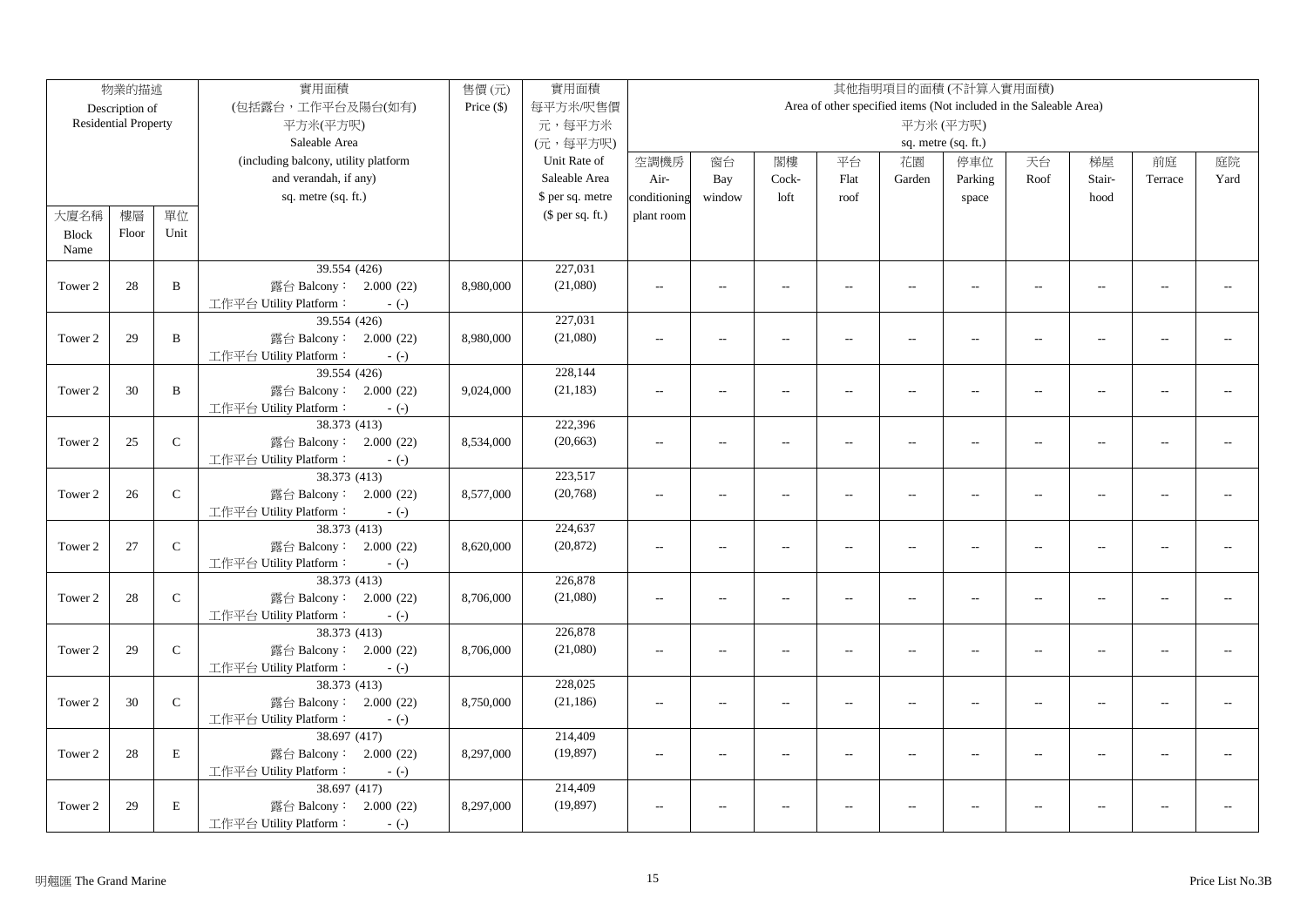| 物業的描述 Description of Residential Property | | | 實用面積 (包括露台，工作平台及陽台(如有) 平方米(平方呎) Saleable Area (including balcony, utility platform and verandah, if any) sq. metre (sq. ft.) | 售價 (元) Price ($) | 實用面積 每平方米/呎售價 元，每平方米 (元，每平方呎) Unit Rate of Saleable Area $ per sq. metre ($ per sq. ft.) | 其他指明項目的面積 (不計算入實用面積) Area of other specified items (Not included in the Saleable Area) 平方米 (平方呎) sq. metre (sq. ft.) | | | | | | | | | |
|---|---|---|---|---|---|---|---|---|---|---|---|---|---|---|---|
| 大廈名稱 Block Name | 樓層 Floor | 單位 Unit | | | | 空調機房 Air-conditioning plant room | 窗台 Bay window | 閣樓 Cock-loft | 平台 Flat roof | 花園 Garden | 停車位 Parking space | 天台 Roof | 梯屋 Stair-hood | 前庭 Terrace | 庭院 Yard |
| Tower 2 | 28 | B | 39.554 (426) 露台 Balcony： 2.000 (22) 工作平台 Utility Platform： - (-) | 8,980,000 | 227,031 (21,080) | -- | -- | -- | -- | -- | -- | -- | -- | -- | -- |
| Tower 2 | 29 | B | 39.554 (426) 露台 Balcony： 2.000 (22) 工作平台 Utility Platform： - (-) | 8,980,000 | 227,031 (21,080) | -- | -- | -- | -- | -- | -- | -- | -- | -- | -- |
| Tower 2 | 30 | B | 39.554 (426) 露台 Balcony： 2.000 (22) 工作平台 Utility Platform： - (-) | 9,024,000 | 228,144 (21,183) | -- | -- | -- | -- | -- | -- | -- | -- | -- | -- |
| Tower 2 | 25 | C | 38.373 (413) 露台 Balcony： 2.000 (22) 工作平台 Utility Platform： - (-) | 8,534,000 | 222,396 (20,663) | -- | -- | -- | -- | -- | -- | -- | -- | -- | -- |
| Tower 2 | 26 | C | 38.373 (413) 露台 Balcony： 2.000 (22) 工作平台 Utility Platform： - (-) | 8,577,000 | 223,517 (20,768) | -- | -- | -- | -- | -- | -- | -- | -- | -- | -- |
| Tower 2 | 27 | C | 38.373 (413) 露台 Balcony： 2.000 (22) 工作平台 Utility Platform： - (-) | 8,620,000 | 224,637 (20,872) | -- | -- | -- | -- | -- | -- | -- | -- | -- | -- |
| Tower 2 | 28 | C | 38.373 (413) 露台 Balcony： 2.000 (22) 工作平台 Utility Platform： - (-) | 8,706,000 | 226,878 (21,080) | -- | -- | -- | -- | -- | -- | -- | -- | -- | -- |
| Tower 2 | 29 | C | 38.373 (413) 露台 Balcony： 2.000 (22) 工作平台 Utility Platform： - (-) | 8,706,000 | 226,878 (21,080) | -- | -- | -- | -- | -- | -- | -- | -- | -- | -- |
| Tower 2 | 30 | C | 38.373 (413) 露台 Balcony： 2.000 (22) 工作平台 Utility Platform： - (-) | 8,750,000 | 228,025 (21,186) | -- | -- | -- | -- | -- | -- | -- | -- | -- | -- |
| Tower 2 | 28 | E | 38.697 (417) 露台 Balcony： 2.000 (22) 工作平台 Utility Platform： - (-) | 8,297,000 | 214,409 (19,897) | -- | -- | -- | -- | -- | -- | -- | -- | -- | -- |
| Tower 2 | 29 | E | 38.697 (417) 露台 Balcony： 2.000 (22) 工作平台 Utility Platform： - (-) | 8,297,000 | 214,409 (19,897) | -- | -- | -- | -- | -- | -- | -- | -- | -- | -- |

明翹匯 The Grand Marine

Price List No.3B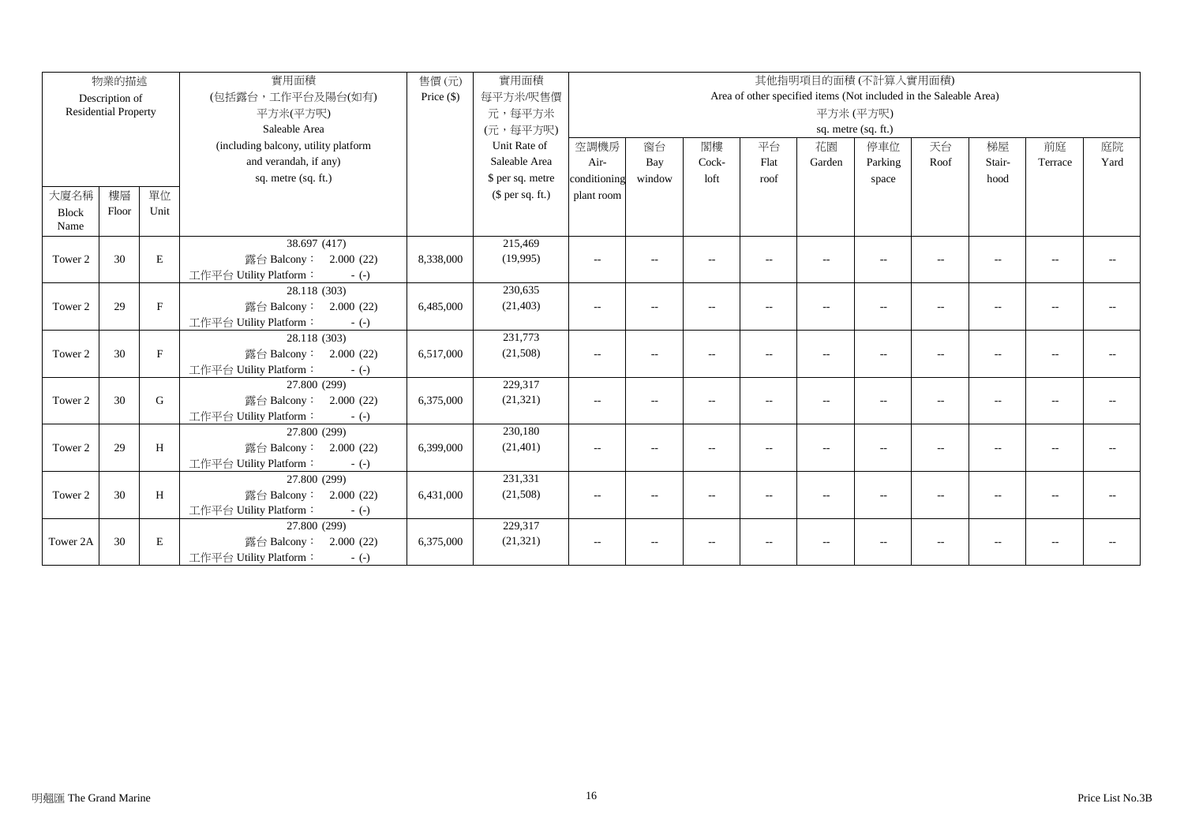| 物業的描述 Description of Residential Property | | | 實用面積 (包括露台，工作平台及陽台(如有) 平方米(平方呎) Saleable Area (including balcony, utility platform and verandah, if any) sq. metre (sq. ft.) | 售價 (元) Price ($) | 實用面積 每平方米/呎售價 元，每平方米 (元，每平方呎) Unit Rate of Saleable Area $ per sq. metre ($ per sq. ft.) | 其他指明項目的面積 (不計算入實用面積) Area of other specified items (Not included in the Saleable Area) 平方米 (平方呎) sq. metre (sq. ft.) | | | | | | | | | |
|---|---|---|---|---|---|---|---|---|---|---|---|---|---|---|---|
| 大廈名稱 Block Name | 樓層 Floor | 單位 Unit | | | | 空調機房 Air-conditioning plant room | 窗台 Bay window | 閣樓 Cock-loft | 平台 Flat roof | 花園 Garden | 停車位 Parking space | 天台 Roof | 梯屋 Stair-hood | 前庭 Terrace | 庭院 Yard |
| Tower 2 | 30 | E | 38.697 (417) 露台 Balcony： 2.000 (22) 工作平台 Utility Platform： - (-) | 8,338,000 | 215,469 (19,995) | -- | -- | -- | -- | -- | -- | -- | -- | -- | -- |
| Tower 2 | 29 | F | 28.118 (303) 露台 Balcony： 2.000 (22) 工作平台 Utility Platform： - (-) | 6,485,000 | 230,635 (21,403) | -- | -- | -- | -- | -- | -- | -- | -- | -- | -- |
| Tower 2 | 30 | F | 28.118 (303) 露台 Balcony： 2.000 (22) 工作平台 Utility Platform： - (-) | 6,517,000 | 231,773 (21,508) | -- | -- | -- | -- | -- | -- | -- | -- | -- | -- |
| Tower 2 | 30 | G | 27.800 (299) 露台 Balcony： 2.000 (22) 工作平台 Utility Platform： - (-) | 6,375,000 | 229,317 (21,321) | -- | -- | -- | -- | -- | -- | -- | -- | -- | -- |
| Tower 2 | 29 | H | 27.800 (299) 露台 Balcony： 2.000 (22) 工作平台 Utility Platform： - (-) | 6,399,000 | 230,180 (21,401) | -- | -- | -- | -- | -- | -- | -- | -- | -- | -- |
| Tower 2 | 30 | H | 27.800 (299) 露台 Balcony： 2.000 (22) 工作平台 Utility Platform： - (-) | 6,431,000 | 231,331 (21,508) | -- | -- | -- | -- | -- | -- | -- | -- | -- | -- |
| Tower 2A | 30 | E | 27.800 (299) 露台 Balcony： 2.000 (22) 工作平台 Utility Platform： - (-) | 6,375,000 | 229,317 (21,321) | -- | -- | -- | -- | -- | -- | -- | -- | -- | -- |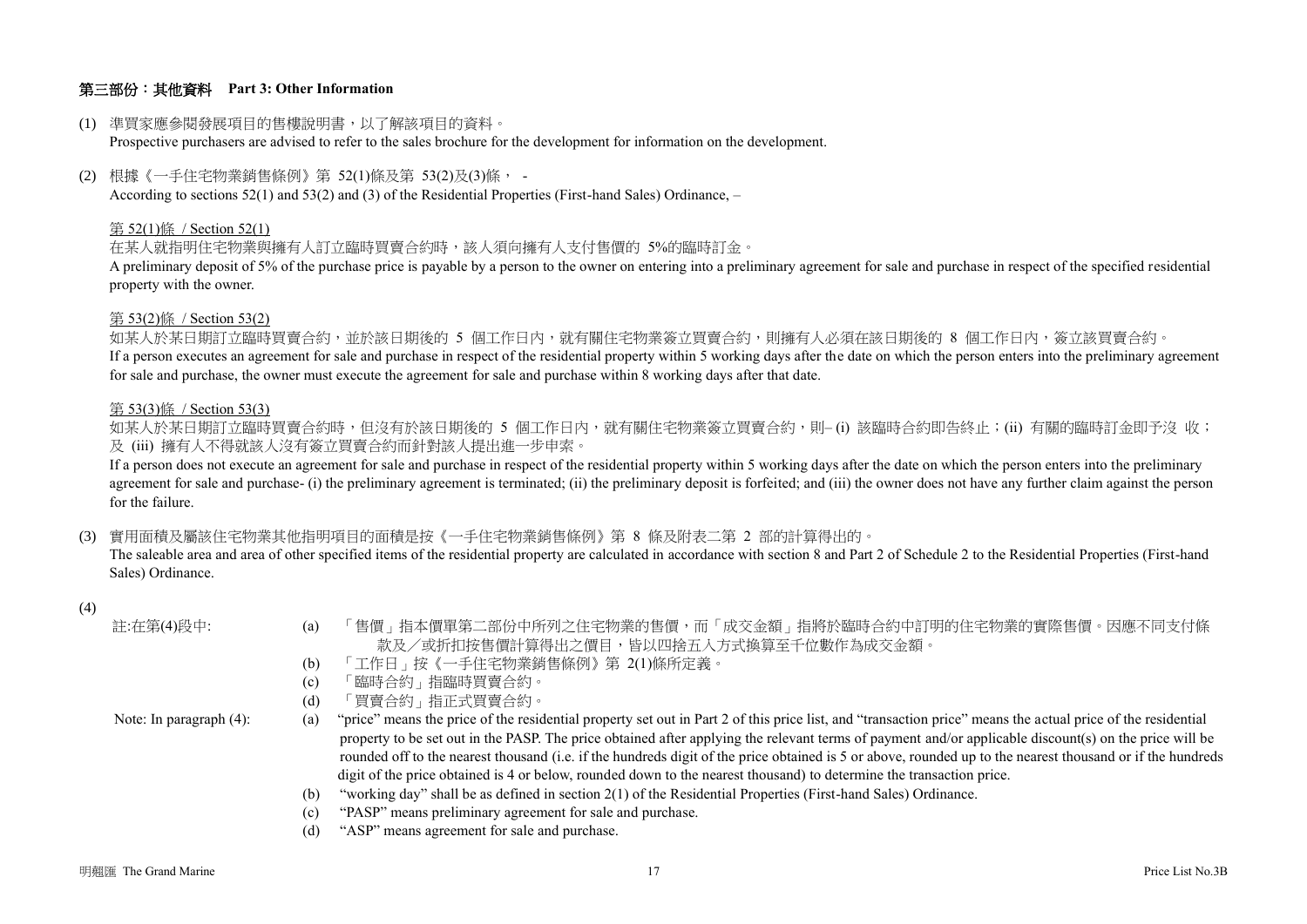## 第三部份：其他資料 Part 3: Other Information

(1) 準買家應參閱發展項目的售樓說明書，以了解該項目的資料。
Prospective purchasers are advised to refer to the sales brochure for the development for information on the development.

(2) 根據《一手住宅物業銷售條例》第 52(1)條及第 53(2)及(3)條， -
According to sections 52(1) and 53(2) and (3) of the Residential Properties (First-hand Sales) Ordinance, –

第 52(1)條 / Section 52(1)

在某人就指明住宅物業與擁有人訂立臨時買賣合約時，該人須向擁有人支付售價的 5%的臨時訂金。
A preliminary deposit of 5% of the purchase price is payable by a person to the owner on entering into a preliminary agreement for sale and purchase in respect of the specified residential property with the owner.

第 53(2)條 / Section 53(2)

如某人於某日期訂立臨時買賣合約，並於該日期後的 5 個工作日內，就有關住宅物業簽立買賣合約，則擁有人必須在該日期後的 8 個工作日內，簽立該買賣合約。
If a person executes an agreement for sale and purchase in respect of the residential property within 5 working days after the date on which the person enters into the preliminary agreement for sale and purchase, the owner must execute the agreement for sale and purchase within 8 working days after that date.

第 53(3)條 / Section 53(3)

如某人於某日期訂立臨時買賣合約時，但沒有於該日期後的 5 個工作日內，就有關住宅物業簽立買賣合約，則– (i) 該臨時合約即告終止；(ii) 有關的臨時訂金即予沒 收；及 (iii) 擁有人不得就該人沒有簽立買賣合約而針對該人提出進一步申索。
If a person does not execute an agreement for sale and purchase in respect of the residential property within 5 working days after the date on which the person enters into the preliminary agreement for sale and purchase- (i) the preliminary agreement is terminated; (ii) the preliminary deposit is forfeited; and (iii) the owner does not have any further claim against the person for the failure.

(3) 實用面積及屬該住宅物業其他指明項目的面積是按《一手住宅物業銷售條例》第 8 條及附表二第 2 部的計算得出的。
The saleable area and area of other specified items of the residential property are calculated in accordance with section 8 and Part 2 of Schedule 2 to the Residential Properties (First-hand Sales) Ordinance.

(4)

註:在第(4)段中:

(a) 「售價」指本價單第二部份中所列之住宅物業的售價，而「成交金額」指將於臨時合約中訂明的住宅物業的實際售價。因應不同支付條款及／或折扣按售價計算得出之價目，皆以四捨五入方式換算至千位數作為成交金額。
(b) 「工作日」按《一手住宅物業銷售條例》第 2(1)條所定義。
(c) 「臨時合約」指臨時買賣合約。
(d) 「買賣合約」指正式買賣合約。

Note: In paragraph (4):

(a) "price" means the price of the residential property set out in Part 2 of this price list, and "transaction price" means the actual price of the residential property to be set out in the PASP. The price obtained after applying the relevant terms of payment and/or applicable discount(s) on the price will be rounded off to the nearest thousand (i.e. if the hundreds digit of the price obtained is 5 or above, rounded up to the nearest thousand or if the hundreds digit of the price obtained is 4 or below, rounded down to the nearest thousand) to determine the transaction price.
(b) "working day" shall be as defined in section 2(1) of the Residential Properties (First-hand Sales) Ordinance.
(c) "PASP" means preliminary agreement for sale and purchase.
(d) "ASP" means agreement for sale and purchase.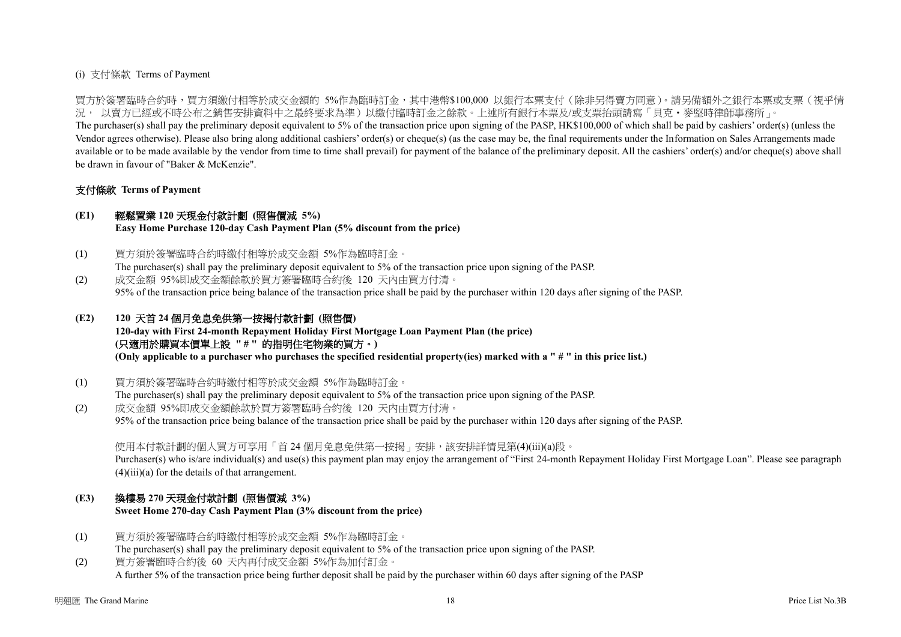(i) 支付條款 Terms of Payment

買方於簽署臨時合約時，買方須繳付相等於成交金額的 5%作為臨時訂金，其中港幣$100,000 以銀行本票支付（除非另得賣方同意）。請另備額外之銀行本票或支票（視乎情況， 以賣方已經或不時公布之銷售安排資料中之最終要求為準）以繳付臨時訂金之餘款。上述所有銀行本票及/或支票抬頭請寫「貝克・麥堅時律師事務所」。
The purchaser(s) shall pay the preliminary deposit equivalent to 5% of the transaction price upon signing of the PASP, HK$100,000 of which shall be paid by cashiers' order(s) (unless the Vendor agrees otherwise). Please also bring along additional cashiers' order(s) or cheque(s) (as the case may be, the final requirements under the Information on Sales Arrangements made available or to be made available by the vendor from time to time shall prevail) for payment of the balance of the preliminary deposit. All the cashiers' order(s) and/or cheque(s) above shall be drawn in favour of "Baker & McKenzie".

**支付條款 Terms of Payment**

**(E1) 輕鬆置業 120 天現金付款計劃 (照售價減 5%)**
**Easy Home Purchase 120-day Cash Payment Plan (5% discount from the price)**

(1) 買方須於簽署臨時合約時繳付相等於成交金額 5%作為臨時訂金。
The purchaser(s) shall pay the preliminary deposit equivalent to 5% of the transaction price upon signing of the PASP.

(2) 成交金額 95%即成交金額餘款於買方簽署臨時合約後 120 天內由買方付清。
95% of the transaction price being balance of the transaction price shall be paid by the purchaser within 120 days after signing of the PASP.

**(E2) 120 天首 24 個月免息免供第一按揭付款計劃 (照售價)**
**120-day with First 24-month Repayment Holiday First Mortgage Loan Payment Plan (the price)**
**(只適用於購買本價單上設 " # " 的指明住宅物業的買方。)**
**(Only applicable to a purchaser who purchases the specified residential property(ies) marked with a " # " in this price list.)**

(1) 買方須於簽署臨時合約時繳付相等於成交金額 5%作為臨時訂金。
The purchaser(s) shall pay the preliminary deposit equivalent to 5% of the transaction price upon signing of the PASP.

(2) 成交金額 95%即成交金額餘款於買方簽署臨時合約後 120 天內由買方付清。
95% of the transaction price being balance of the transaction price shall be paid by the purchaser within 120 days after signing of the PASP.

使用本付款計劃的個人買方可享用「首 24 個月免息免供第一按揭」安排，該安排詳情見第(4)(iii)(a)段。
Purchaser(s) who is/are individual(s) and use(s) this payment plan may enjoy the arrangement of "First 24-month Repayment Holiday First Mortgage Loan". Please see paragraph (4)(iii)(a) for the details of that arrangement.

**(E3) 換樓易 270 天現金付款計劃 (照售價減 3%)**
**Sweet Home 270-day Cash Payment Plan (3% discount from the price)**

(1) 買方須於簽署臨時合約時繳付相等於成交金額 5%作為臨時訂金。
The purchaser(s) shall pay the preliminary deposit equivalent to 5% of the transaction price upon signing of the PASP.

(2) 買方簽署臨時合約後 60 天內再付成交金額 5%作為加付訂金。
A further 5% of the transaction price being further deposit shall be paid by the purchaser within 60 days after signing of the PASP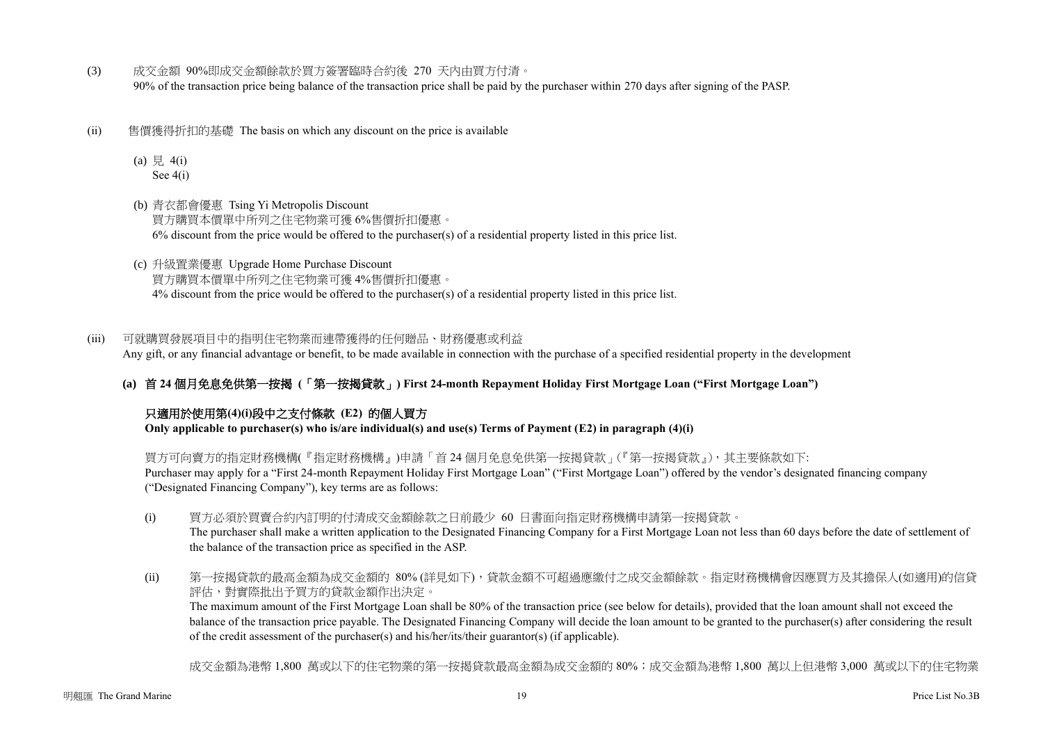(3) 成交金額 90%即成交金額餘款於買方簽署臨時合約後 270 天內由買方付清。
90% of the transaction price being balance of the transaction price shall be paid by the purchaser within 270 days after signing of the PASP.

(ii) 售價獲得折扣的基礎 The basis on which any discount on the price is available

(a) 見 4(i)
See 4(i)

(b) 青衣都會優惠 Tsing Yi Metropolis Discount
買方購買本價單中所列之住宅物業可獲 6%售價折扣優惠。
6% discount from the price would be offered to the purchaser(s) of a residential property listed in this price list.

(c) 升級置業優惠 Upgrade Home Purchase Discount
買方購買本價單中所列之住宅物業可獲 4%售價折扣優惠。
4% discount from the price would be offered to the purchaser(s) of a residential property listed in this price list.

(iii) 可就購買發展項目中的指明住宅物業而連帶獲得的任何贈品、財務優惠或利益
Any gift, or any financial advantage or benefit, to be made available in connection with the purchase of a specified residential property in the development

**(a) 首 24 個月免息免供第一按揭（「第一按揭貸款」) First 24-month Repayment Holiday First Mortgage Loan ("First Mortgage Loan")**

**只適用於使用第(4)(i)段中之支付條款 (E2) 的個人買方**
**Only applicable to purchaser(s) who is/are individual(s) and use(s) Terms of Payment (E2) in paragraph (4)(i)**

買方可向賣方的指定財務機構(『指定財務機構』)申請「首 24 個月免息免供第一按揭貸款」(『第一按揭貸款』)，其主要條款如下:
Purchaser may apply for a "First 24-month Repayment Holiday First Mortgage Loan" ("First Mortgage Loan") offered by the vendor's designated financing company ("Designated Financing Company"), key terms are as follows:

(i) 買方必須於買賣合約內訂明的付清成交金額餘款之日前最少 60 日書面向指定財務機構申請第一按揭貸款。
The purchaser shall make a written application to the Designated Financing Company for a First Mortgage Loan not less than 60 days before the date of settlement of the balance of the transaction price as specified in the ASP.

(ii) 第一按揭貸款的最高金額為成交金額的 80% (詳見如下)，貸款金額不可超過應繳付之成交金額餘款。指定財務機構會因應買方及其擔保人(如適用)的信貸評估，對實際批出予買方的貸款金額作出決定。
The maximum amount of the First Mortgage Loan shall be 80% of the transaction price (see below for details), provided that the loan amount shall not exceed the balance of the transaction price payable. The Designated Financing Company will decide the loan amount to be granted to the purchaser(s) after considering the result of the credit assessment of the purchaser(s) and his/her/its/their guarantor(s) (if applicable).

成交金額為港幣 1,800 萬或以下的住宅物業的第一按揭貸款最高金額為成交金額的 80%；成交金額為港幣 1,800 萬以上但港幣 3,000 萬或以下的住宅物業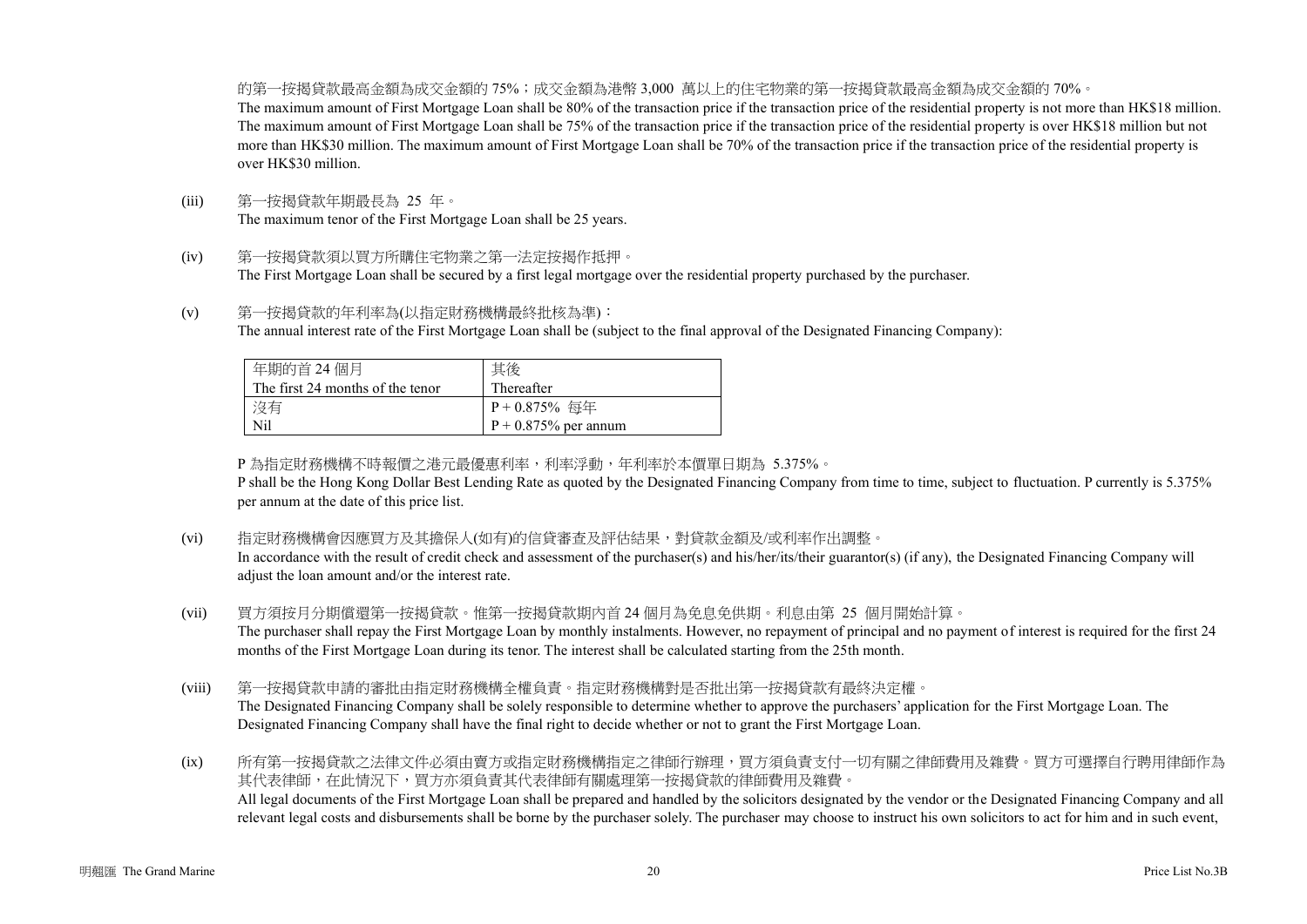的第一按揭貸款最高金額為成交金額的 75%；成交金額為港幣 3,000 萬以上的住宅物業的第一按揭貸款最高金額為成交金額的 70%。
The maximum amount of First Mortgage Loan shall be 80% of the transaction price if the transaction price of the residential property is not more than HK$18 million. The maximum amount of First Mortgage Loan shall be 75% of the transaction price if the transaction price of the residential property is over HK$18 million but not more than HK$30 million. The maximum amount of First Mortgage Loan shall be 70% of the transaction price if the transaction price of the residential property is over HK$30 million.

(iii) 第一按揭貸款年期最長為 25 年。
The maximum tenor of the First Mortgage Loan shall be 25 years.

(iv) 第一按揭貸款須以買方所購住宅物業之第一法定按揭作抵押。
The First Mortgage Loan shall be secured by a first legal mortgage over the residential property purchased by the purchaser.

(v) 第一按揭貸款的年利率為(以指定財務機構最終批核為準)：
The annual interest rate of the First Mortgage Loan shall be (subject to the final approval of the Designated Financing Company):

| 年期的首 24 個月<br>The first 24 months of the tenor | 其後<br>Thereafter |
|---|---|
| 沒有<br>Nil | P + 0.875% 每年<br>P + 0.875% per annum |

P 為指定財務機構不時報價之港元最優惠利率，利率浮動，年利率於本價單日期為 5.375%。
P shall be the Hong Kong Dollar Best Lending Rate as quoted by the Designated Financing Company from time to time, subject to fluctuation. P currently is 5.375% per annum at the date of this price list.

(vi) 指定財務機構會因應買方及其擔保人(如有)的信貸審查及評估結果，對貸款金額及/或利率作出調整。
In accordance with the result of credit check and assessment of the purchaser(s) and his/her/its/their guarantor(s) (if any), the Designated Financing Company will adjust the loan amount and/or the interest rate.

(vii) 買方須按月分期償還第一按揭貸款。惟第一按揭貸款期內首 24 個月為免息免供期。利息由第 25 個月開始計算。
The purchaser shall repay the First Mortgage Loan by monthly instalments. However, no repayment of principal and no payment of interest is required for the first 24 months of the First Mortgage Loan during its tenor. The interest shall be calculated starting from the 25th month.

(viii) 第一按揭貸款申請的審批由指定財務機構全權負責。指定財務機構對是否批出第一按揭貸款有最終決定權。
The Designated Financing Company shall be solely responsible to determine whether to approve the purchasers' application for the First Mortgage Loan. The Designated Financing Company shall have the final right to decide whether or not to grant the First Mortgage Loan.

(ix) 所有第一按揭貸款之法律文件必須由賣方或指定財務機構指定之律師行辦理，買方須負責支付一切有關之律師費用及雜費。買方可選擇自行聘用律師作為其代表律師，在此情況下，買方亦須負責其代表律師有關處理第一按揭貸款的律師費用及雜費。
All legal documents of the First Mortgage Loan shall be prepared and handled by the solicitors designated by the vendor or the Designated Financing Company and all relevant legal costs and disbursements shall be borne by the purchaser solely. The purchaser may choose to instruct his own solicitors to act for him and in such event,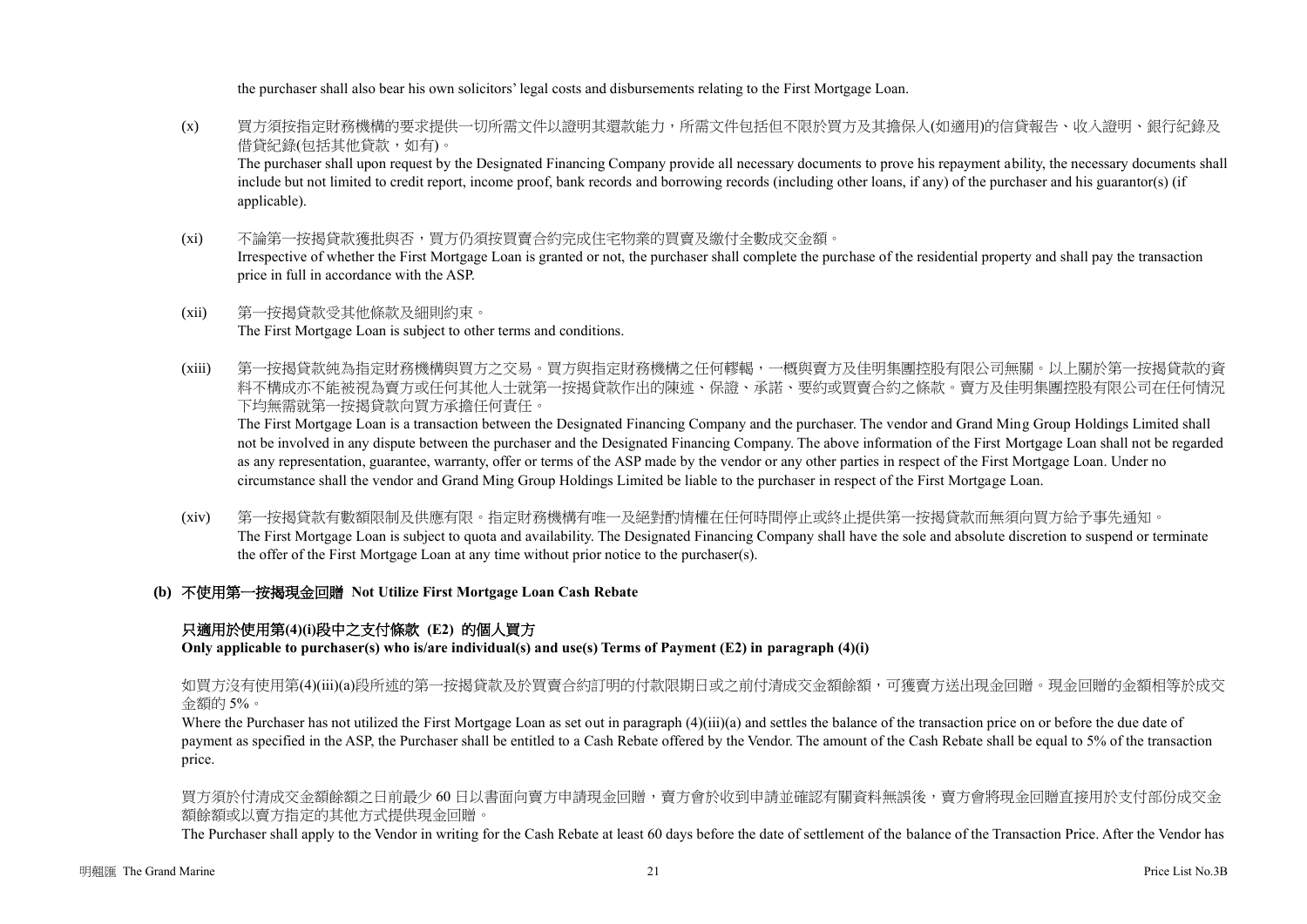the purchaser shall also bear his own solicitors' legal costs and disbursements relating to the First Mortgage Loan.

(x) 買方須按指定財務機構的要求提供一切所需文件以證明其還款能力，所需文件包括但不限於買方及其擔保人(如適用)的信貸報告、收入證明、銀行紀錄及借貸紀錄(包括其他貸款，如有)。
The purchaser shall upon request by the Designated Financing Company provide all necessary documents to prove his repayment ability, the necessary documents shall include but not limited to credit report, income proof, bank records and borrowing records (including other loans, if any) of the purchaser and his guarantor(s) (if applicable).

(xi) 不論第一按揭貸款獲批與否，買方仍須按買賣合約完成住宅物業的買賣及繳付全數成交金額。
Irrespective of whether the First Mortgage Loan is granted or not, the purchaser shall complete the purchase of the residential property and shall pay the transaction price in full in accordance with the ASP.

(xii) 第一按揭貸款受其他條款及細則約束。
The First Mortgage Loan is subject to other terms and conditions.

(xiii) 第一按揭貸款純為指定財務機構與買方之交易。買方與指定財務機構之任何轇轕，一概與賣方及佳明集團控股有限公司無關。以上關於第一按揭貸款的資料不構成亦不能被視為賣方或任何其他人士就第一按揭貸款作出的陳述、保證、承諾、要約或買賣合約之條款。賣方及佳明集團控股有限公司在任何情況下均無需就第一按揭貸款向買方承擔任何責任。
The First Mortgage Loan is a transaction between the Designated Financing Company and the purchaser. The vendor and Grand Ming Group Holdings Limited shall not be involved in any dispute between the purchaser and the Designated Financing Company. The above information of the First Mortgage Loan shall not be regarded as any representation, guarantee, warranty, offer or terms of the ASP made by the vendor or any other parties in respect of the First Mortgage Loan. Under no circumstance shall the vendor and Grand Ming Group Holdings Limited be liable to the purchaser in respect of the First Mortgage Loan.

(xiv) 第一按揭貸款有數額限制及供應有限。指定財務機構有唯一及絕對酌情權在任何時間停止或終止提供第一按揭貸款而無須向買方給予事先通知。
The First Mortgage Loan is subject to quota and availability. The Designated Financing Company shall have the sole and absolute discretion to suspend or terminate the offer of the First Mortgage Loan at any time without prior notice to the purchaser(s).

**(b) 不使用第一按揭現金回贈 Not Utilize First Mortgage Loan Cash Rebate**

**只適用於使用第(4)(i)段中之支付條款 (E2) 的個人買方**
**Only applicable to purchaser(s) who is/are individual(s) and use(s) Terms of Payment (E2) in paragraph (4)(i)**

如買方沒有使用第(4)(iii)(a)段所述的第一按揭貸款及於買賣合約訂明的付款限期日或之前付清成交金額餘額，可獲賣方送出現金回贈。現金回贈的金額相等於成交金額的 5%。
Where the Purchaser has not utilized the First Mortgage Loan as set out in paragraph (4)(iii)(a) and settles the balance of the transaction price on or before the due date of payment as specified in the ASP, the Purchaser shall be entitled to a Cash Rebate offered by the Vendor. The amount of the Cash Rebate shall be equal to 5% of the transaction price.

買方須於付清成交金額餘額之日前最少 60 日以書面向賣方申請現金回贈，賣方會於收到申請並確認有關資料無誤後，賣方會將現金回贈直接用於支付部份成交金額餘額或以賣方指定的其他方式提供現金回贈。
The Purchaser shall apply to the Vendor in writing for the Cash Rebate at least 60 days before the date of settlement of the balance of the Transaction Price. After the Vendor has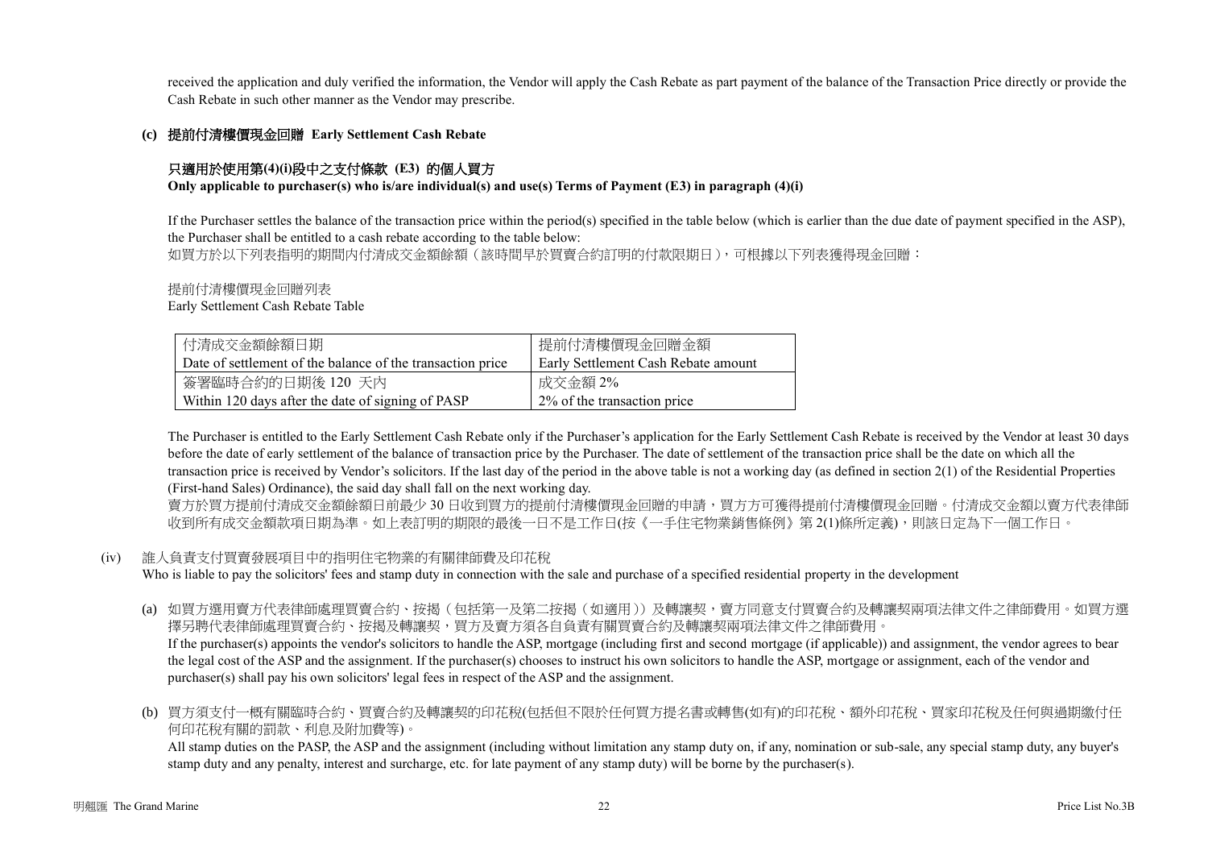received the application and duly verified the information, the Vendor will apply the Cash Rebate as part payment of the balance of the Transaction Price directly or provide the Cash Rebate in such other manner as the Vendor may prescribe.

**(c) 提前付清樓價現金回贈 Early Settlement Cash Rebate**

**只適用於使用第(4)(i)段中之支付條款 (E3) 的個人買方**
**Only applicable to purchaser(s) who is/are individual(s) and use(s) Terms of Payment (E3) in paragraph (4)(i)**

If the Purchaser settles the balance of the transaction price within the period(s) specified in the table below (which is earlier than the due date of payment specified in the ASP), the Purchaser shall be entitled to a cash rebate according to the table below:
如買方於以下列表指明的期間內付清成交金額餘額（該時間早於買賣合約訂明的付款限期日），可根據以下列表獲得現金回贈：

提前付清樓價現金回贈列表
Early Settlement Cash Rebate Table

| 付清成交金額餘額日期<br>Date of settlement of the balance of the transaction price | 提前付清樓價現金回贈金額<br>Early Settlement Cash Rebate amount |
| --- | --- |
| 簽署臨時合約的日期後 120 天內<br>Within 120 days after the date of signing of PASP | 成交金額 2%<br>2% of the transaction price |

The Purchaser is entitled to the Early Settlement Cash Rebate only if the Purchaser's application for the Early Settlement Cash Rebate is received by the Vendor at least 30 days before the date of early settlement of the balance of transaction price by the Purchaser. The date of settlement of the transaction price shall be the date on which all the transaction price is received by Vendor's solicitors. If the last day of the period in the above table is not a working day (as defined in section 2(1) of the Residential Properties (First-hand Sales) Ordinance), the said day shall fall on the next working day.
賣方於買方提前付清成交金額餘額日前最少 30 日收到買方的提前付清樓價現金回贈的申請，買方方可獲得提前付清樓價現金回贈。付清成交金額以賣方代表律師收到所有成交金額款項日期為準。如上表訂明的期限的最後一日不是工作日(按《一手住宅物業銷售條例》第 2(1)條所定義)，則該日定為下一個工作日。

(iv) 誰人負責支付買賣發展項目中的指明住宅物業的有關律師費及印花稅
Who is liable to pay the solicitors' fees and stamp duty in connection with the sale and purchase of a specified residential property in the development

(a) 如買方選用賣方代表律師處理買賣合約、按揭（包括第一及第二按揭（如適用））及轉讓契，賣方同意支付買賣合約及轉讓契兩項法律文件之律師費用。如買方選擇另聘代表律師處理買賣合約、按揭及轉讓契，買方及賣方須各自負責有關買賣合約及轉讓契兩項法律文件之律師費用。
If the purchaser(s) appoints the vendor's solicitors to handle the ASP, mortgage (including first and second mortgage (if applicable)) and assignment, the vendor agrees to bear the legal cost of the ASP and the assignment. If the purchaser(s) chooses to instruct his own solicitors to handle the ASP, mortgage or assignment, each of the vendor and purchaser(s) shall pay his own solicitors' legal fees in respect of the ASP and the assignment.

(b) 買方須支付一概有關臨時合約、買賣合約及轉讓契的印花稅(包括但不限於任何買方提名書或轉售(如有)的印花稅、額外印花稅、買家印花稅及任何與過期繳付任何印花稅有關的罰款、利息及附加費等)。
All stamp duties on the PASP, the ASP and the assignment (including without limitation any stamp duty on, if any, nomination or sub-sale, any special stamp duty, any buyer's stamp duty and any penalty, interest and surcharge, etc. for late payment of any stamp duty) will be borne by the purchaser(s).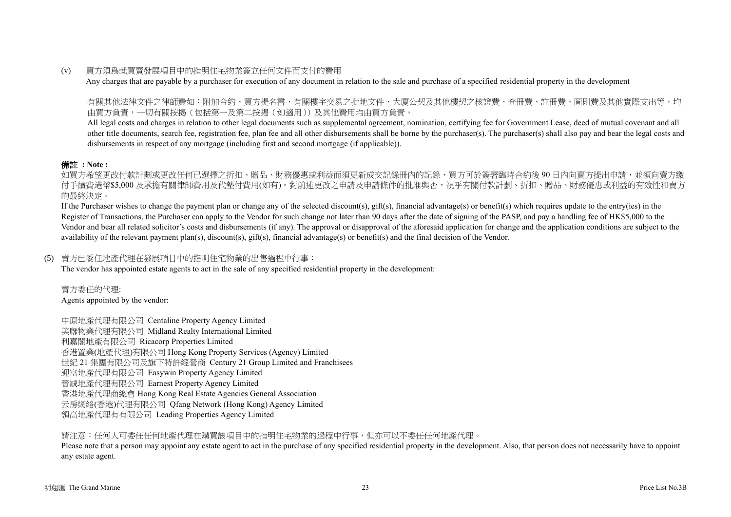(v) 買方須爲就買賣發展項目中的指明住宅物業簽立任何文件而支付的費用
Any charges that are payable by a purchaser for execution of any document in relation to the sale and purchase of a specified residential property in the development

有關其他法律文件之律師費如：附加合約、買方提名書、有關樓宇交易之批地文件、大廈公契及其他樓契之核證費、查冊費、註冊費、圖則費及其他實際支出等，均由買方負責，一切有關按揭（包括第一及第二按揭（如適用））及其他費用均由買方負責。
All legal costs and charges in relation to other legal documents such as supplemental agreement, nomination, certifying fee for Government Lease, deed of mutual covenant and all other title documents, search fee, registration fee, plan fee and all other disbursements shall be borne by the purchaser(s). The purchaser(s) shall also pay and bear the legal costs and disbursements in respect of any mortgage (including first and second mortgage (if applicable)).

**備註 ：Note :**
如買方希望更改付款計劃或更改任何已選擇之折扣、贈品、財務優惠或利益而須更新成交記錄冊內的記錄，買方可於簽署臨時合約後 90 日內向賣方提出申請，並須向賣方繳付手續費港幣$5,000 及承擔有關律師費用及代墊付費用(如有)。對前述更改之申請及申請條件的批准與否，視乎有關付款計劃、折扣、贈品、財務優惠或利益的有效性和賣方的最終決定。
If the Purchaser wishes to change the payment plan or change any of the selected discount(s), gift(s), financial advantage(s) or benefit(s) which requires update to the entry(ies) in the Register of Transactions, the Purchaser can apply to the Vendor for such change not later than 90 days after the date of signing of the PASP, and pay a handling fee of HK$5,000 to the Vendor and bear all related solicitor's costs and disbursements (if any). The approval or disapproval of the aforesaid application for change and the application conditions are subject to the availability of the relevant payment plan(s), discount(s), gift(s), financial advantage(s) or benefit(s) and the final decision of the Vendor.

(5) 賣方已委任地產代理在發展項目中的指明住宅物業的出售過程中行事：
The vendor has appointed estate agents to act in the sale of any specified residential property in the development:

賣方委任的代理:
Agents appointed by the vendor:

中原地產代理有限公司 Centaline Property Agency Limited
美聯物業代理有限公司 Midland Realty International Limited
利嘉閣地產有限公司 Ricacorp Properties Limited
香港置業(地產代理)有限公司 Hong Kong Property Services (Agency) Limited
世紀 21 集團有限公司及旗下特許經營商 Century 21 Group Limited and Franchisees
迎富地產代理有限公司 Easywin Property Agency Limited
晉誠地產代理有限公司 Earnest Property Agency Limited
香港地產代理商總會 Hong Kong Real Estate Agencies General Association
云房網絡(香港)代理有限公司 Qfang Network (Hong Kong) Agency Limited
領高地產代理有有限公司 Leading Properties Agency Limited

請注意：任何人可委任任何地產代理在購買該項目中的指明住宅物業的過程中行事，但亦可以不委任任何地產代理。
Please note that a person may appoint any estate agent to act in the purchase of any specified residential property in the development. Also, that person does not necessarily have to appoint any estate agent.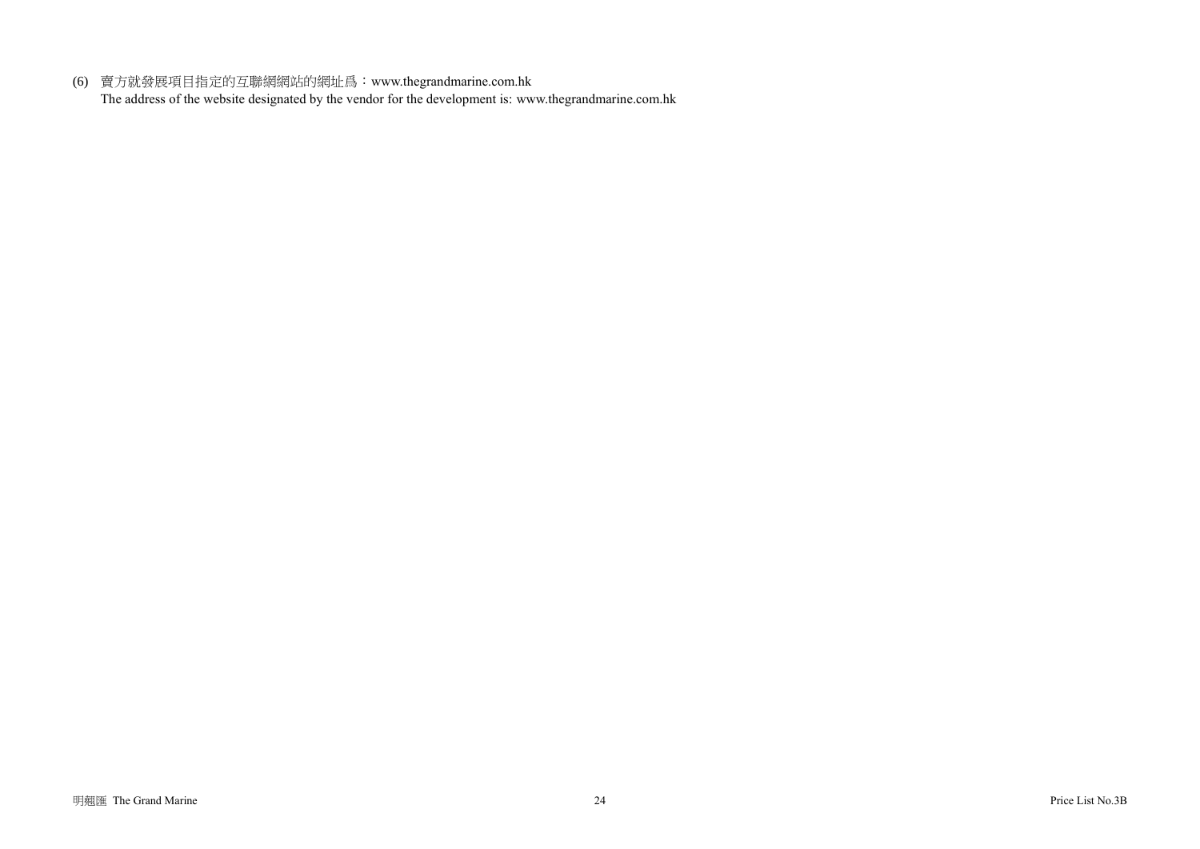(6) 賣方就發展項目指定的互聯網網站的網址爲：www.thegrandmarine.com.hk
The address of the website designated by the vendor for the development is: www.thegrandmarine.com.hk